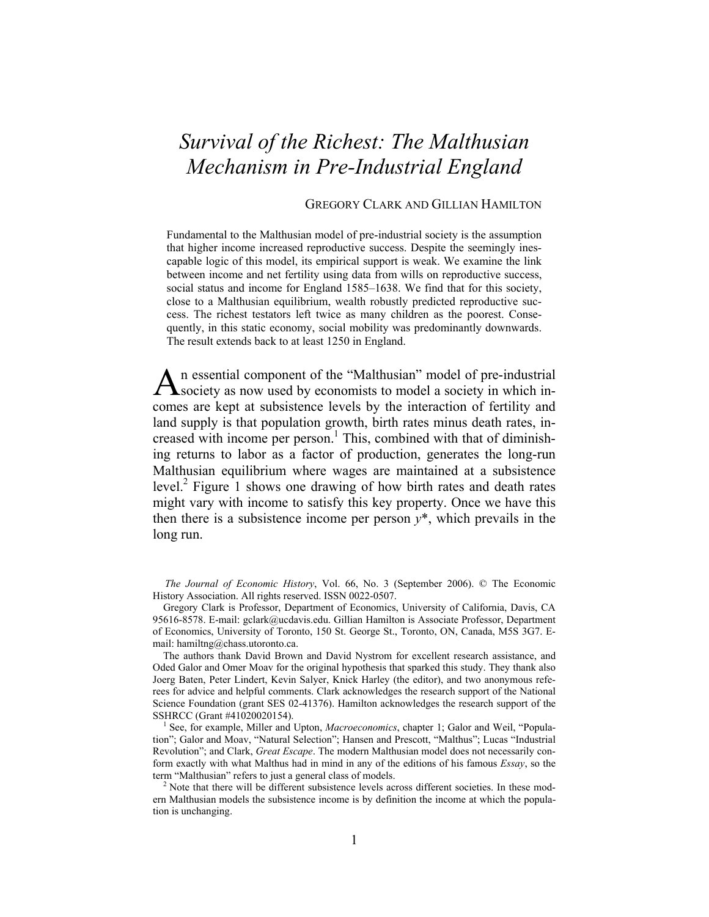# *Survival of the Richest: The Malthusian Mechanism in Pre-Industrial England*

GREGORY CLARK AND GILLIAN HAMILTON

Fundamental to the Malthusian model of pre-industrial society is the assumption that higher income increased reproductive success. Despite the seemingly inescapable logic of this model, its empirical support is weak. We examine the link between income and net fertility using data from wills on reproductive success, social status and income for England 1585–1638. We find that for this society, close to a Malthusian equilibrium, wealth robustly predicted reproductive success. The richest testators left twice as many children as the poorest. Consequently, in this static economy, social mobility was predominantly downwards. The result extends back to at least 1250 in England.

An essential component of the "Malthusian" model of pre-industrial society as now used by economists to model a society in which incomes are kept at subsistence levels by the interaction of fertility and land supply is that population growth, birth rates minus death rates, increased with income per person.[1] This, combined with that of diminishing returns to labor as a factor of production, generates the long-run Malthusian equilibrium where wages are maintained at a subsistence level.[2] Figure 1 shows one drawing of how birth rates and death rates might vary with income to satisfy this key property. Once we have this then there is a subsistence income per person $y^*$, which prevails in the long run.

*The Journal of Economic History*, Vol. 66, No. 3 (September 2006). © The Economic History Association. All rights reserved. ISSN 0022-0507.

Gregory Clark is Professor, Department of Economics, University of California, Davis, CA 95616-8578. E-mail: gclark@ucdavis.edu. Gillian Hamilton is Associate Professor, Department of Economics, University of Toronto, 150 St. George St., Toronto, ON, Canada, M5S 3G7. E-mail: hamiltng@chass.utoronto.ca.

The authors thank David Brown and David Nystrom for excellent research assistance, and Oded Galor and Omer Moav for the original hypothesis that sparked this study. They thank also Joerg Baten, Peter Lindert, Kevin Salyer, Knick Harley (the editor), and two anonymous referees for advice and helpful comments. Clark acknowledges the research support of the National Science Foundation (grant SES 02-41376). Hamilton acknowledges the research support of the SSHRCC (Grant #41020020154).

[1] See, for example, Miller and Upton, *Macroeconomics*, chapter 1; Galor and Weil, "Population"; Galor and Moav, "Natural Selection"; Hansen and Prescott, "Malthus"; Lucas "Industrial Revolution"; and Clark, *Great Escape*. The modern Malthusian model does not necessarily conform exactly with what Malthus had in mind in any of the editions of his famous *Essay*, so the term "Malthusian" refers to just a general class of models.

[2] Note that there will be different subsistence levels across different societies. In these modern Malthusian models the subsistence income is by definition the income at which the population is unchanging.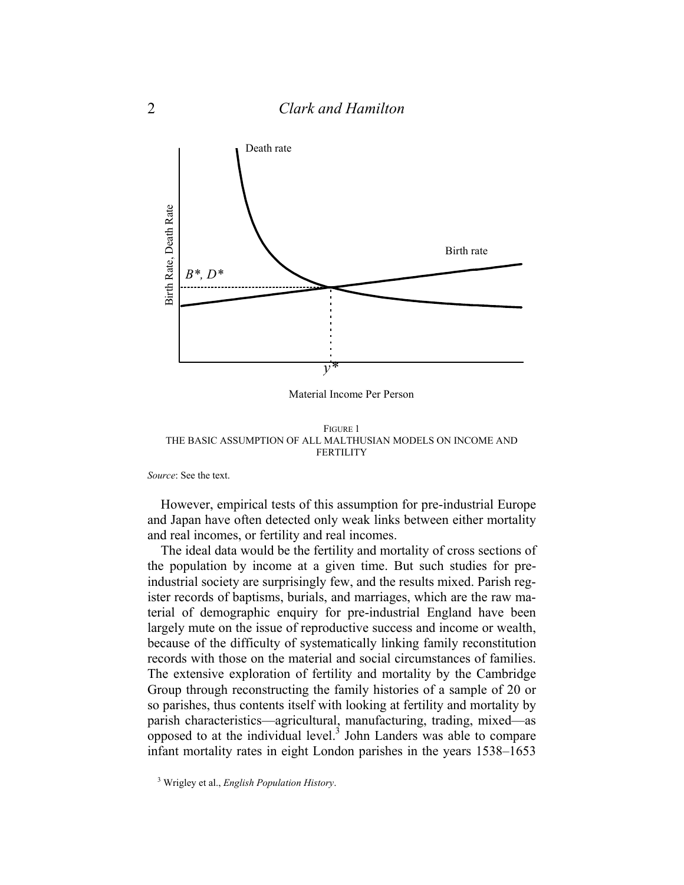FIGURE 1
THE BASIC ASSUMPTION OF ALL MALTHUSIAN MODELS ON INCOME AND FERTILITY

*Source*: See the text.

However, empirical tests of this assumption for pre-industrial Europe and Japan have often detected only weak links between either mortality and real incomes, or fertility and real incomes.

The ideal data would be the fertility and mortality of cross sections of the population by income at a given time. But such studies for pre-industrial society are surprisingly few, and the results mixed. Parish register records of baptisms, burials, and marriages, which are the raw material of demographic enquiry for pre-industrial England have been largely mute on the issue of reproductive success and income or wealth, because of the difficulty of systematically linking family reconstitution records with those on the material and social circumstances of families. The extensive exploration of fertility and mortality by the Cambridge Group through reconstructing the family histories of a sample of 20 or so parishes, thus contents itself with looking at fertility and mortality by parish characteristics—agricultural, manufacturing, trading, mixed—as opposed to at the individual level.[3] John Landers was able to compare infant mortality rates in eight London parishes in the years 1538–1653

[3] Wrigley et al., *English Population History*.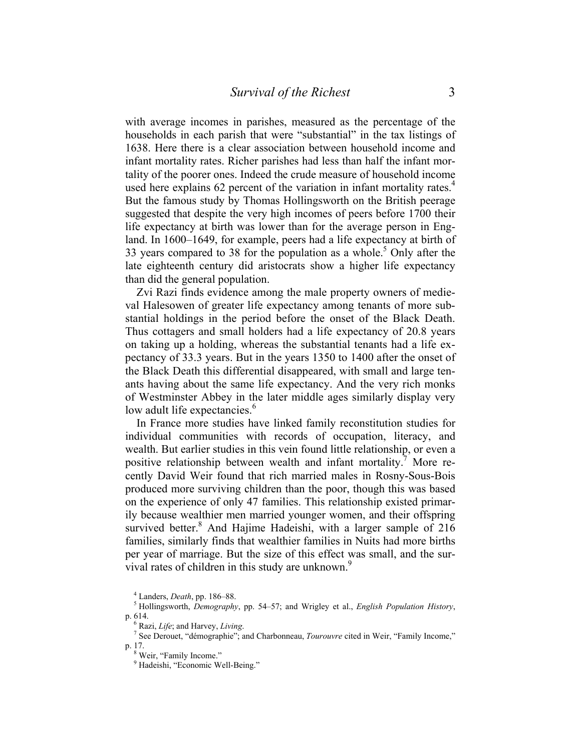with average incomes in parishes, measured as the percentage of the households in each parish that were "substantial" in the tax listings of 1638. Here there is a clear association between household income and infant mortality rates. Richer parishes had less than half the infant mortality of the poorer ones. Indeed the crude measure of household income used here explains 62 percent of the variation in infant mortality rates.[4] But the famous study by Thomas Hollingsworth on the British peerage suggested that despite the very high incomes of peers before 1700 their life expectancy at birth was lower than for the average person in England. In 1600–1649, for example, peers had a life expectancy at birth of 33 years compared to 38 for the population as a whole.[5] Only after the late eighteenth century did aristocrats show a higher life expectancy than did the general population.

Zvi Razi finds evidence among the male property owners of medieval Halesowen of greater life expectancy among tenants of more substantial holdings in the period before the onset of the Black Death. Thus cottagers and small holders had a life expectancy of 20.8 years on taking up a holding, whereas the substantial tenants had a life expectancy of 33.3 years. But in the years 1350 to 1400 after the onset of the Black Death this differential disappeared, with small and large tenants having about the same life expectancy. And the very rich monks of Westminster Abbey in the later middle ages similarly display very low adult life expectancies.[6]

In France more studies have linked family reconstitution studies for individual communities with records of occupation, literacy, and wealth. But earlier studies in this vein found little relationship, or even a positive relationship between wealth and infant mortality.[7] More recently David Weir found that rich married males in Rosny-Sous-Bois produced more surviving children than the poor, though this was based on the experience of only 47 families. This relationship existed primarily because wealthier men married younger women, and their offspring survived better.[8] And Hajime Hadeishi, with a larger sample of 216 families, similarly finds that wealthier families in Nuits had more births per year of marriage. But the size of this effect was small, and the survival rates of children in this study are unknown.[9]

---

[4] Landers, *Death*, pp. 186–88.

[5] Hollingsworth, *Demography*, pp. 54–57; and Wrigley et al., *English Population History*, p. 614.

[6] Razi, *Life*; and Harvey, *Living*.

[7] See Derouet, "démographie"; and Charbonneau, *Tourouvre* cited in Weir, "Family Income," p. 17.

[8] Weir, "Family Income."

[9] Hadeishi, "Economic Well-Being."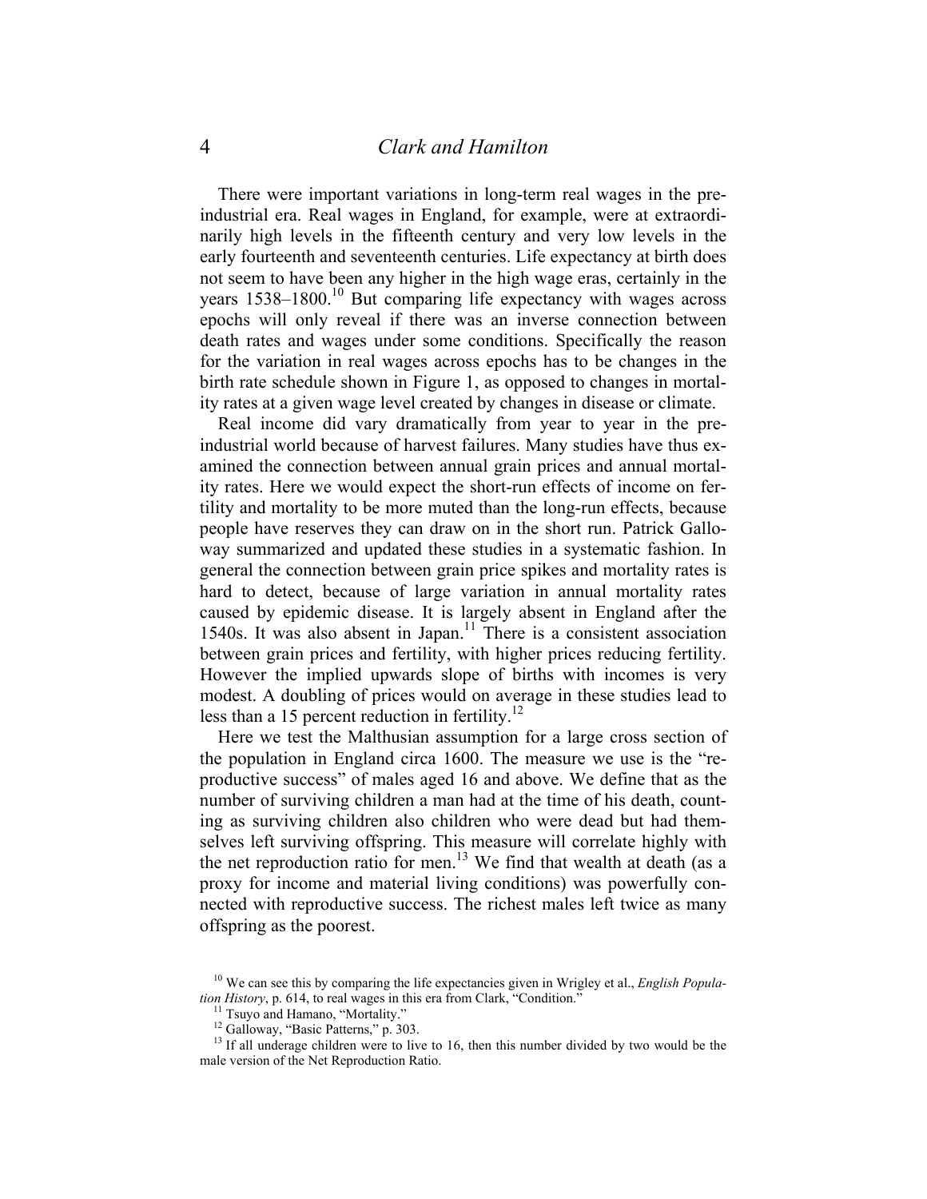There were important variations in long-term real wages in the preindustrial era. Real wages in England, for example, were at extraordinarily high levels in the fifteenth century and very low levels in the early fourteenth and seventeenth centuries. Life expectancy at birth does not seem to have been any higher in the high wage eras, certainly in the years 1538–1800.[10] But comparing life expectancy with wages across epochs will only reveal if there was an inverse connection between death rates and wages under some conditions. Specifically the reason for the variation in real wages across epochs has to be changes in the birth rate schedule shown in Figure 1, as opposed to changes in mortality rates at a given wage level created by changes in disease or climate.

Real income did vary dramatically from year to year in the preindustrial world because of harvest failures. Many studies have thus examined the connection between annual grain prices and annual mortality rates. Here we would expect the short-run effects of income on fertility and mortality to be more muted than the long-run effects, because people have reserves they can draw on in the short run. Patrick Galloway summarized and updated these studies in a systematic fashion. In general the connection between grain price spikes and mortality rates is hard to detect, because of large variation in annual mortality rates caused by epidemic disease. It is largely absent in England after the 1540s. It was also absent in Japan.[11] There is a consistent association between grain prices and fertility, with higher prices reducing fertility. However the implied upwards slope of births with incomes is very modest. A doubling of prices would on average in these studies lead to less than a 15 percent reduction in fertility.[12]

Here we test the Malthusian assumption for a large cross section of the population in England circa 1600. The measure we use is the "reproductive success" of males aged 16 and above. We define that as the number of surviving children a man had at the time of his death, counting as surviving children also children who were dead but had themselves left surviving offspring. This measure will correlate highly with the net reproduction ratio for men.[13] We find that wealth at death (as a proxy for income and material living conditions) was powerfully connected with reproductive success. The richest males left twice as many offspring as the poorest.

[10] We can see this by comparing the life expectancies given in Wrigley et al., *English Population History*, p. 614, to real wages in this era from Clark, "Condition."

[11] Tsuyo and Hamano, "Mortality."

[12] Galloway, "Basic Patterns," p. 303.

[13] If all underage children were to live to 16, then this number divided by two would be the male version of the Net Reproduction Ratio.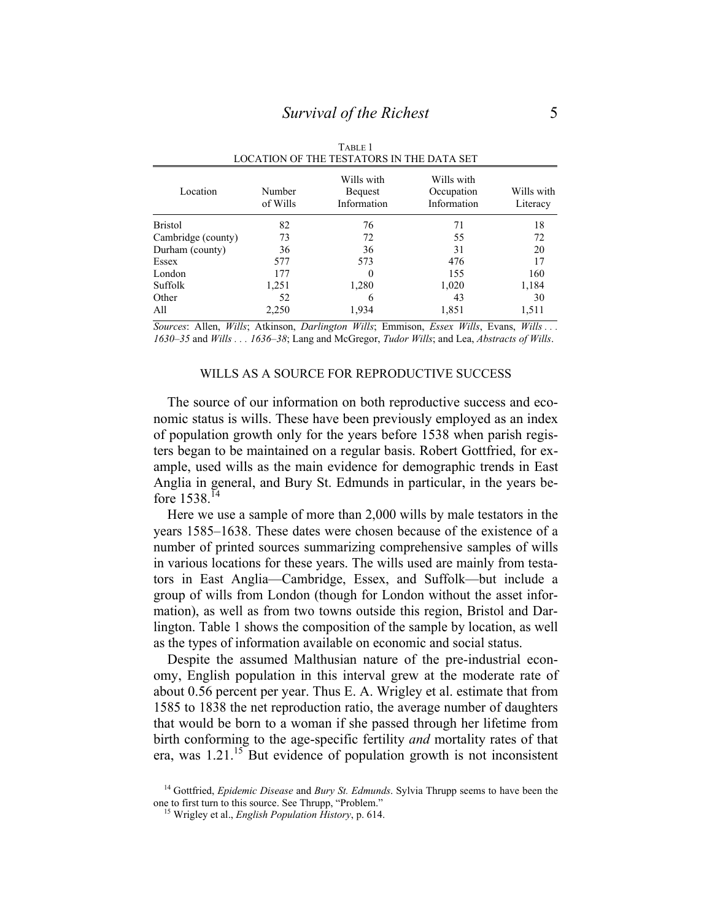TABLE 1
LOCATION OF THE TESTATORS IN THE DATA SET

| Location | Number of Wills | Wills with Bequest Information | Wills with Occupation Information | Wills with Literacy |
|---|---|---|---|---|
| Bristol | 82 | 76 | 71 | 18 |
| Cambridge (county) | 73 | 72 | 55 | 72 |
| Durham (county) | 36 | 36 | 31 | 20 |
| Essex | 577 | 573 | 476 | 17 |
| London | 177 | 0 | 155 | 160 |
| Suffolk | 1,251 | 1,280 | 1,020 | 1,184 |
| Other | 52 | 6 | 43 | 30 |
| All | 2,250 | 1,934 | 1,851 | 1,511 |

*Sources*: Allen, *Wills*; Atkinson, *Darlington Wills*; Emmison, *Essex Wills*, Evans, *Wills . . . 1630–35* and *Wills . . . 1636–38*; Lang and McGregor, *Tudor Wills*; and Lea, *Abstracts of Wills*.

## WILLS AS A SOURCE FOR REPRODUCTIVE SUCCESS

The source of our information on both reproductive success and economic status is wills. These have been previously employed as an index of population growth only for the years before 1538 when parish registers began to be maintained on a regular basis. Robert Gottfried, for example, used wills as the main evidence for demographic trends in East Anglia in general, and Bury St. Edmunds in particular, in the years before 1538.[14]

Here we use a sample of more than 2,000 wills by male testators in the years 1585–1638. These dates were chosen because of the existence of a number of printed sources summarizing comprehensive samples of wills in various locations for these years. The wills used are mainly from testators in East Anglia—Cambridge, Essex, and Suffolk—but include a group of wills from London (though for London without the asset information), as well as from two towns outside this region, Bristol and Darlington. Table 1 shows the composition of the sample by location, as well as the types of information available on economic and social status.

Despite the assumed Malthusian nature of the pre-industrial economy, English population in this interval grew at the moderate rate of about 0.56 percent per year. Thus E. A. Wrigley et al. estimate that from 1585 to 1838 the net reproduction ratio, the average number of daughters that would be born to a woman if she passed through her lifetime from birth conforming to the age-specific fertility *and* mortality rates of that era, was 1.21.[15] But evidence of population growth is not inconsistent

[14] Gottfried, *Epidemic Disease* and *Bury St. Edmunds*. Sylvia Thrupp seems to have been the one to first turn to this source. See Thrupp, "Problem."

[15] Wrigley et al., *English Population History*, p. 614.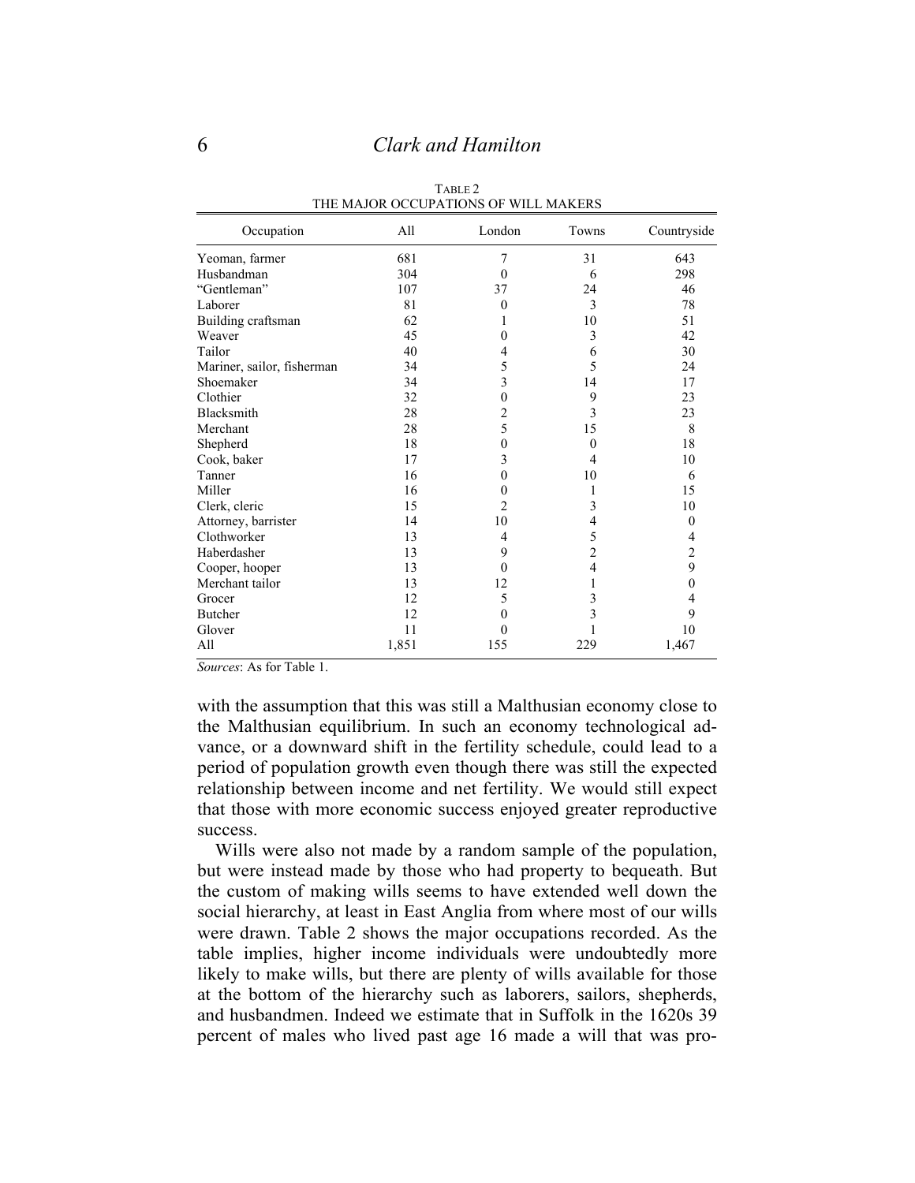TABLE 2
THE MAJOR OCCUPATIONS OF WILL MAKERS

| Occupation | All | London | Towns | Countryside |
|---|---|---|---|---|
| Yeoman, farmer | 681 | 7 | 31 | 643 |
| Husbandman | 304 | 0 | 6 | 298 |
| "Gentleman" | 107 | 37 | 24 | 46 |
| Laborer | 81 | 0 | 3 | 78 |
| Building craftsman | 62 | 1 | 10 | 51 |
| Weaver | 45 | 0 | 3 | 42 |
| Tailor | 40 | 4 | 6 | 30 |
| Mariner, sailor, fisherman | 34 | 5 | 5 | 24 |
| Shoemaker | 34 | 3 | 14 | 17 |
| Clothier | 32 | 0 | 9 | 23 |
| Blacksmith | 28 | 2 | 3 | 23 |
| Merchant | 28 | 5 | 15 | 8 |
| Shepherd | 18 | 0 | 0 | 18 |
| Cook, baker | 17 | 3 | 4 | 10 |
| Tanner | 16 | 0 | 10 | 6 |
| Miller | 16 | 0 | 1 | 15 |
| Clerk, cleric | 15 | 2 | 3 | 10 |
| Attorney, barrister | 14 | 10 | 4 | 0 |
| Clothworker | 13 | 4 | 5 | 4 |
| Haberdasher | 13 | 9 | 2 | 2 |
| Cooper, hooper | 13 | 0 | 4 | 9 |
| Merchant tailor | 13 | 12 | 1 | 0 |
| Grocer | 12 | 5 | 3 | 4 |
| Butcher | 12 | 0 | 3 | 9 |
| Glover | 11 | 0 | 1 | 10 |
| All | 1,851 | 155 | 229 | 1,467 |

*Sources*: As for Table 1.

with the assumption that this was still a Malthusian economy close to the Malthusian equilibrium. In such an economy technological advance, or a downward shift in the fertility schedule, could lead to a period of population growth even though there was still the expected relationship between income and net fertility. We would still expect that those with more economic success enjoyed greater reproductive success.

Wills were also not made by a random sample of the population, but were instead made by those who had property to bequeath. But the custom of making wills seems to have extended well down the social hierarchy, at least in East Anglia from where most of our wills were drawn. Table 2 shows the major occupations recorded. As the table implies, higher income individuals were undoubtedly more likely to make wills, but there are plenty of wills available for those at the bottom of the hierarchy such as laborers, sailors, shepherds, and husbandmen. Indeed we estimate that in Suffolk in the 1620s 39 percent of males who lived past age 16 made a will that was pro-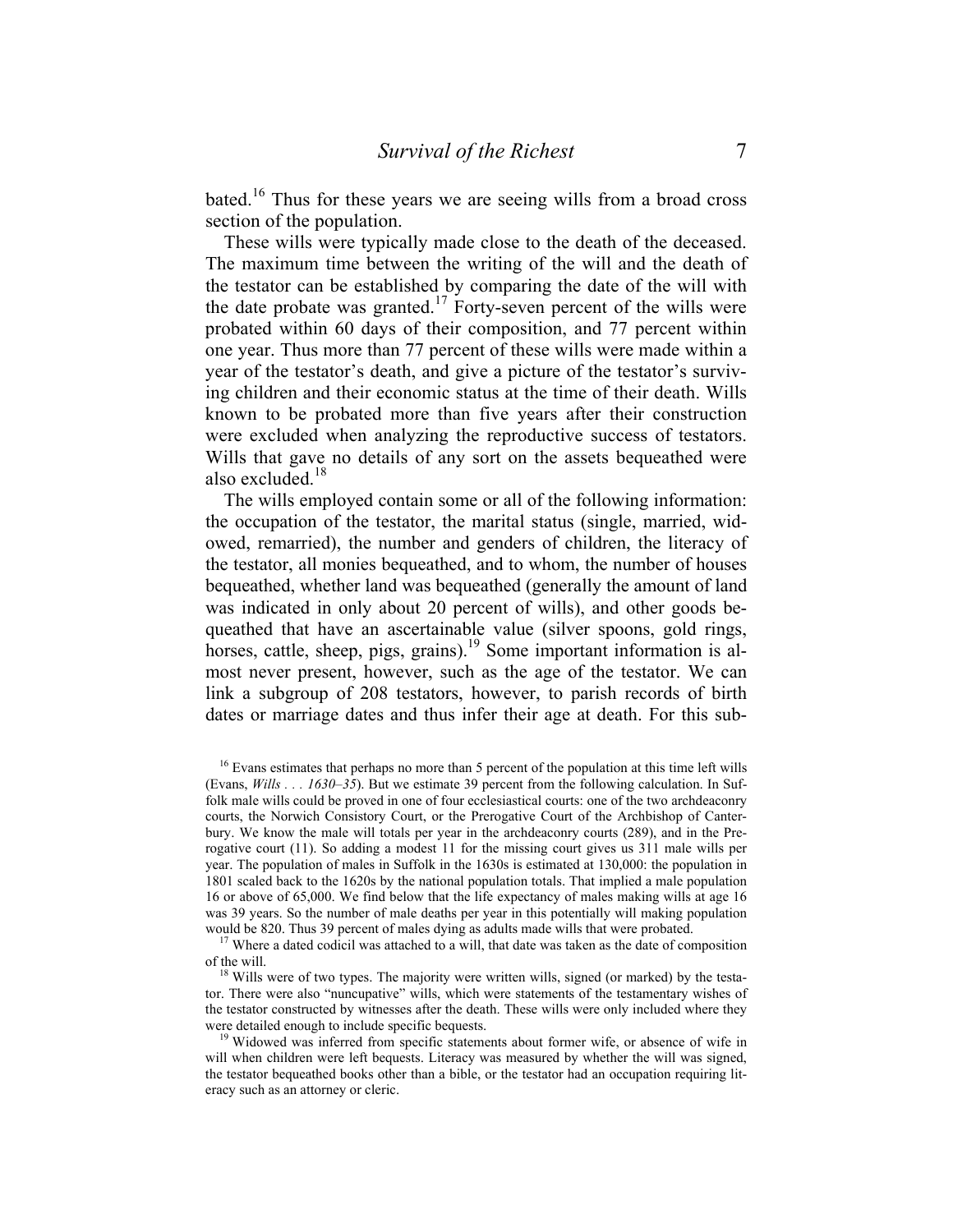bated.[16] Thus for these years we are seeing wills from a broad cross section of the population.

These wills were typically made close to the death of the deceased. The maximum time between the writing of the will and the death of the testator can be established by comparing the date of the will with the date probate was granted.[17] Forty-seven percent of the wills were probated within 60 days of their composition, and 77 percent within one year. Thus more than 77 percent of these wills were made within a year of the testator's death, and give a picture of the testator's surviving children and their economic status at the time of their death. Wills known to be probated more than five years after their construction were excluded when analyzing the reproductive success of testators. Wills that gave no details of any sort on the assets bequeathed were also excluded.[18]

The wills employed contain some or all of the following information: the occupation of the testator, the marital status (single, married, widowed, remarried), the number and genders of children, the literacy of the testator, all monies bequeathed, and to whom, the number of houses bequeathed, whether land was bequeathed (generally the amount of land was indicated in only about 20 percent of wills), and other goods bequeathed that have an ascertainable value (silver spoons, gold rings, horses, cattle, sheep, pigs, grains).[19] Some important information is almost never present, however, such as the age of the testator. We can link a subgroup of 208 testators, however, to parish records of birth dates or marriage dates and thus infer their age at death. For this sub-

---

[16] Evans estimates that perhaps no more than 5 percent of the population at this time left wills (Evans, *Wills . . . 1630–35*). But we estimate 39 percent from the following calculation. In Suffolk male wills could be proved in one of four ecclesiastical courts: one of the two archdeaconry courts, the Norwich Consistory Court, or the Prerogative Court of the Archbishop of Canterbury. We know the male will totals per year in the archdeaconry courts (289), and in the Prerogative court (11). So adding a modest 11 for the missing court gives us 311 male wills per year. The population of males in Suffolk in the 1630s is estimated at 130,000: the population in 1801 scaled back to the 1620s by the national population totals. That implied a male population 16 or above of 65,000. We find below that the life expectancy of males making wills at age 16 was 39 years. So the number of male deaths per year in this potentially will making population would be 820. Thus 39 percent of males dying as adults made wills that were probated.

[17] Where a dated codicil was attached to a will, that date was taken as the date of composition of the will.

[18] Wills were of two types. The majority were written wills, signed (or marked) by the testator. There were also "nuncupative" wills, which were statements of the testamentary wishes of the testator constructed by witnesses after the death. These wills were only included where they were detailed enough to include specific bequests.

[19] Widowed was inferred from specific statements about former wife, or absence of wife in will when children were left bequests. Literacy was measured by whether the will was signed, the testator bequeathed books other than a bible, or the testator had an occupation requiring literacy such as an attorney or cleric.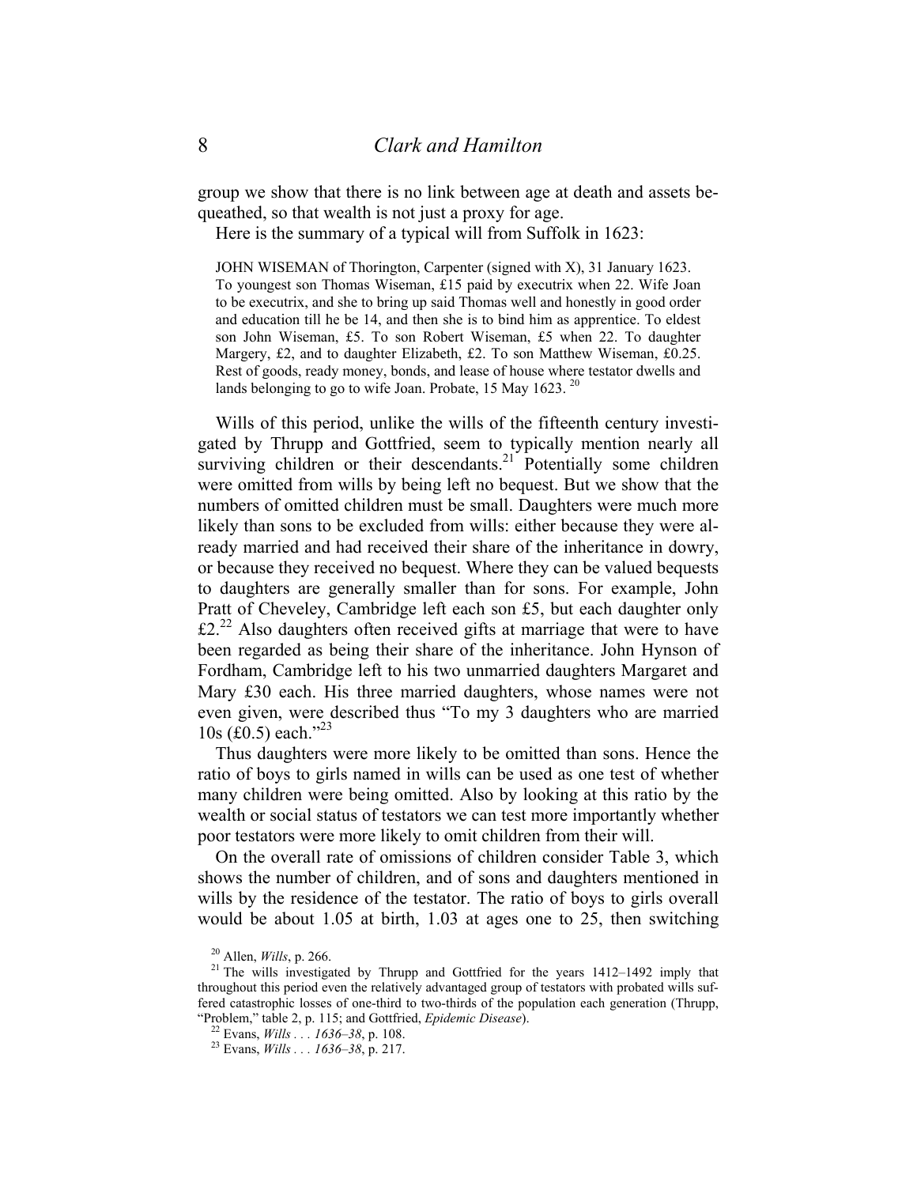group we show that there is no link between age at death and assets bequeathed, so that wealth is not just a proxy for age.

Here is the summary of a typical will from Suffolk in 1623:

> JOHN WISEMAN of Thorington, Carpenter (signed with X), 31 January 1623. To youngest son Thomas Wiseman, £15 paid by executrix when 22. Wife Joan to be executrix, and she to bring up said Thomas well and honestly in good order and education till he be 14, and then she is to bind him as apprentice. To eldest son John Wiseman, £5. To son Robert Wiseman, £5 when 22. To daughter Margery, £2, and to daughter Elizabeth, £2. To son Matthew Wiseman, £0.25. Rest of goods, ready money, bonds, and lease of house where testator dwells and lands belonging to go to wife Joan. Probate, 15 May 1623. [20]

Wills of this period, unlike the wills of the fifteenth century investigated by Thrupp and Gottfried, seem to typically mention nearly all surviving children or their descendants.[21] Potentially some children were omitted from wills by being left no bequest. But we show that the numbers of omitted children must be small. Daughters were much more likely than sons to be excluded from wills: either because they were already married and had received their share of the inheritance in dowry, or because they received no bequest. Where they can be valued bequests to daughters are generally smaller than for sons. For example, John Pratt of Cheveley, Cambridge left each son £5, but each daughter only £2.[22] Also daughters often received gifts at marriage that were to have been regarded as being their share of the inheritance. John Hynson of Fordham, Cambridge left to his two unmarried daughters Margaret and Mary £30 each. His three married daughters, whose names were not even given, were described thus "To my 3 daughters who are married 10s (£0.5) each."[23]

Thus daughters were more likely to be omitted than sons. Hence the ratio of boys to girls named in wills can be used as one test of whether many children were being omitted. Also by looking at this ratio by the wealth or social status of testators we can test more importantly whether poor testators were more likely to omit children from their will.

On the overall rate of omissions of children consider Table 3, which shows the number of children, and of sons and daughters mentioned in wills by the residence of the testator. The ratio of boys to girls overall would be about 1.05 at birth, 1.03 at ages one to 25, then switching

---

[20] Allen, *Wills*, p. 266.

[21] The wills investigated by Thrupp and Gottfried for the years 1412–1492 imply that throughout this period even the relatively advantaged group of testators with probated wills suffered catastrophic losses of one-third to two-thirds of the population each generation (Thrupp, "Problem," table 2, p. 115; and Gottfried, *Epidemic Disease*).

[22] Evans, *Wills . . . 1636–38*, p. 108.

[23] Evans, *Wills . . . 1636–38*, p. 217.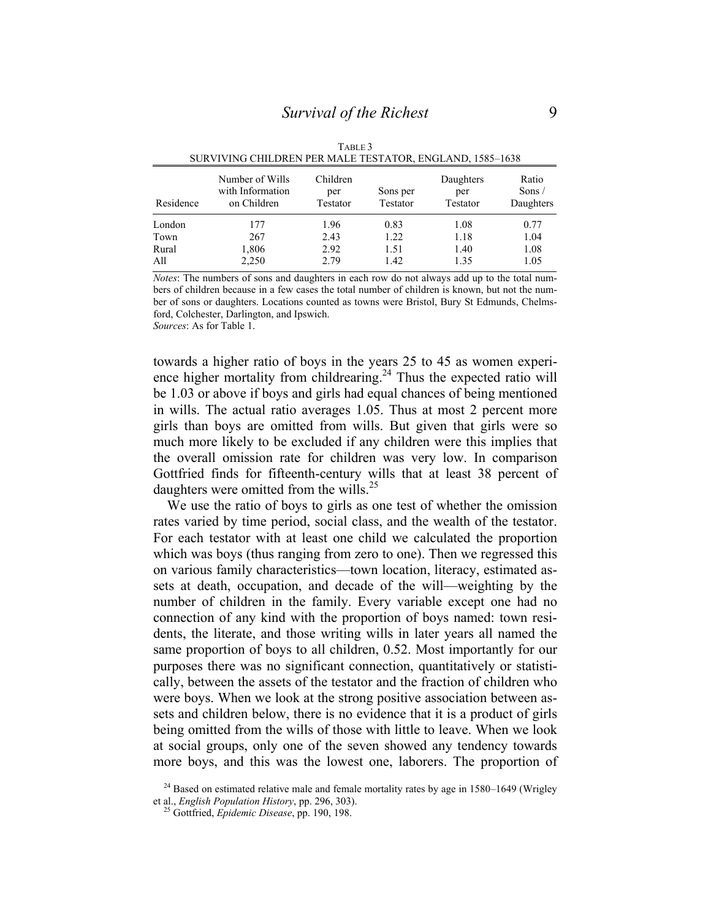TABLE 3
SURVIVING CHILDREN PER MALE TESTATOR, ENGLAND, 1585–1638

| Residence | Number of Wills with Information on Children | Children per Testator | Sons per Testator | Daughters per Testator | Ratio Sons / Daughters |
|---|---|---|---|---|---|
| London | 177 | 1.96 | 0.83 | 1.08 | 0.77 |
| Town | 267 | 2.43 | 1.22 | 1.18 | 1.04 |
| Rural | 1,806 | 2.92 | 1.51 | 1.40 | 1.08 |
| All | 2,250 | 2.79 | 1.42 | 1.35 | 1.05 |

*Notes*: The numbers of sons and daughters in each row do not always add up to the total numbers of children because in a few cases the total number of children is known, but not the number of sons or daughters. Locations counted as towns were Bristol, Bury St Edmunds, Chelmsford, Colchester, Darlington, and Ipswich.
*Sources*: As for Table 1.

towards a higher ratio of boys in the years 25 to 45 as women experience higher mortality from childrearing.[24] Thus the expected ratio will be 1.03 or above if boys and girls had equal chances of being mentioned in wills. The actual ratio averages 1.05. Thus at most 2 percent more girls than boys are omitted from wills. But given that girls were so much more likely to be excluded if any children were this implies that the overall omission rate for children was very low. In comparison Gottfried finds for fifteenth-century wills that at least 38 percent of daughters were omitted from the wills.[25]

We use the ratio of boys to girls as one test of whether the omission rates varied by time period, social class, and the wealth of the testator. For each testator with at least one child we calculated the proportion which was boys (thus ranging from zero to one). Then we regressed this on various family characteristics—town location, literacy, estimated assets at death, occupation, and decade of the will—weighting by the number of children in the family. Every variable except one had no connection of any kind with the proportion of boys named: town residents, the literate, and those writing wills in later years all named the same proportion of boys to all children, 0.52. Most importantly for our purposes there was no significant connection, quantitatively or statistically, between the assets of the testator and the fraction of children who were boys. When we look at the strong positive association between assets and children below, there is no evidence that it is a product of girls being omitted from the wills of those with little to leave. When we look at social groups, only one of the seven showed any tendency towards more boys, and this was the lowest one, laborers. The proportion of

[24] Based on estimated relative male and female mortality rates by age in 1580–1649 (Wrigley et al., *English Population History*, pp. 296, 303).

[25] Gottfried, *Epidemic Disease*, pp. 190, 198.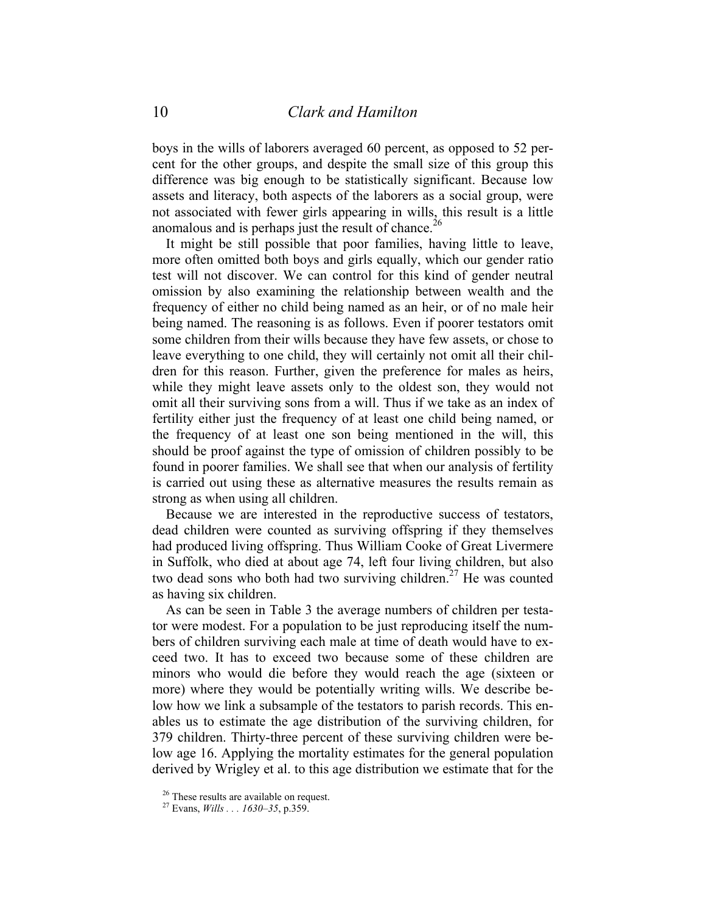boys in the wills of laborers averaged 60 percent, as opposed to 52 percent for the other groups, and despite the small size of this group this difference was big enough to be statistically significant. Because low assets and literacy, both aspects of the laborers as a social group, were not associated with fewer girls appearing in wills, this result is a little anomalous and is perhaps just the result of chance.[26]

It might be still possible that poor families, having little to leave, more often omitted both boys and girls equally, which our gender ratio test will not discover. We can control for this kind of gender neutral omission by also examining the relationship between wealth and the frequency of either no child being named as an heir, or of no male heir being named. The reasoning is as follows. Even if poorer testators omit some children from their wills because they have few assets, or chose to leave everything to one child, they will certainly not omit all their children for this reason. Further, given the preference for males as heirs, while they might leave assets only to the oldest son, they would not omit all their surviving sons from a will. Thus if we take as an index of fertility either just the frequency of at least one child being named, or the frequency of at least one son being mentioned in the will, this should be proof against the type of omission of children possibly to be found in poorer families. We shall see that when our analysis of fertility is carried out using these as alternative measures the results remain as strong as when using all children.

Because we are interested in the reproductive success of testators, dead children were counted as surviving offspring if they themselves had produced living offspring. Thus William Cooke of Great Livermere in Suffolk, who died at about age 74, left four living children, but also two dead sons who both had two surviving children.[27] He was counted as having six children.

As can be seen in Table 3 the average numbers of children per testator were modest. For a population to be just reproducing itself the numbers of children surviving each male at time of death would have to exceed two. It has to exceed two because some of these children are minors who would die before they would reach the age (sixteen or more) where they would be potentially writing wills. We describe below how we link a subsample of the testators to parish records. This enables us to estimate the age distribution of the surviving children, for 379 children. Thirty-three percent of these surviving children were below age 16. Applying the mortality estimates for the general population derived by Wrigley et al. to this age distribution we estimate that for the

[26] These results are available on request.

[27] Evans, *Wills . . . 1630–35*, p.359.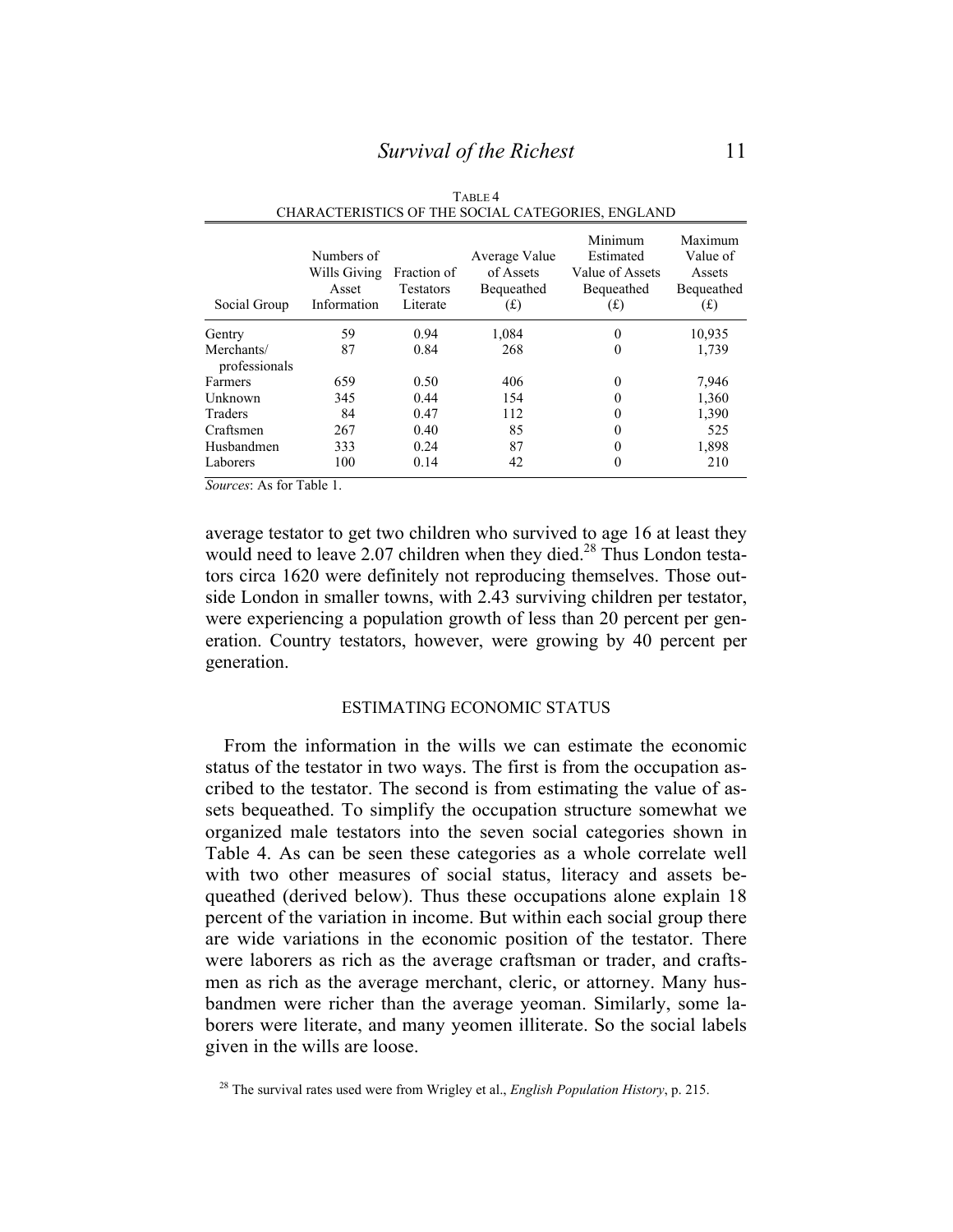TABLE 4
CHARACTERISTICS OF THE SOCIAL CATEGORIES, ENGLAND

| Social Group | Numbers of Wills Giving Asset Information | Fraction of Testators Literate | Average Value of Assets Bequeathed (£) | Minimum Estimated Value of Assets Bequeathed (£) | Maximum Value of Assets Bequeathed (£) |
|---|---|---|---|---|---|
| Gentry | 59 | 0.94 | 1,084 | 0 | 10,935 |
| Merchants/ professionals | 87 | 0.84 | 268 | 0 | 1,739 |
| Farmers | 659 | 0.50 | 406 | 0 | 7,946 |
| Unknown | 345 | 0.44 | 154 | 0 | 1,360 |
| Traders | 84 | 0.47 | 112 | 0 | 1,390 |
| Craftsmen | 267 | 0.40 | 85 | 0 | 525 |
| Husbandmen | 333 | 0.24 | 87 | 0 | 1,898 |
| Laborers | 100 | 0.14 | 42 | 0 | 210 |

*Sources*: As for Table 1.

average testator to get two children who survived to age 16 at least they would need to leave 2.07 children when they died.[28] Thus London testators circa 1620 were definitely not reproducing themselves. Those outside London in smaller towns, with 2.43 surviving children per testator, were experiencing a population growth of less than 20 percent per generation. Country testators, however, were growing by 40 percent per generation.

## ESTIMATING ECONOMIC STATUS

From the information in the wills we can estimate the economic status of the testator in two ways. The first is from the occupation ascribed to the testator. The second is from estimating the value of assets bequeathed. To simplify the occupation structure somewhat we organized male testators into the seven social categories shown in Table 4. As can be seen these categories as a whole correlate well with two other measures of social status, literacy and assets bequeathed (derived below). Thus these occupations alone explain 18 percent of the variation in income. But within each social group there are wide variations in the economic position of the testator. There were laborers as rich as the average craftsman or trader, and craftsmen as rich as the average merchant, cleric, or attorney. Many husbandmen were richer than the average yeoman. Similarly, some laborers were literate, and many yeomen illiterate. So the social labels given in the wills are loose.

[28] The survival rates used were from Wrigley et al., *English Population History*, p. 215.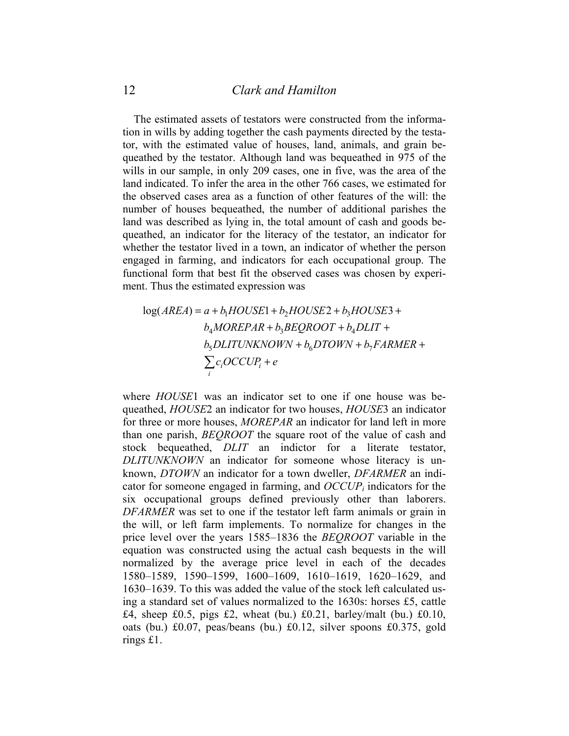The estimated assets of testators were constructed from the information in wills by adding together the cash payments directed by the testator, with the estimated value of houses, land, animals, and grain bequeathed by the testator. Although land was bequeathed in 975 of the wills in our sample, in only 209 cases, one in five, was the area of the land indicated. To infer the area in the other 766 cases, we estimated for the observed cases area as a function of other features of the will: the number of houses bequeathed, the number of additional parishes the land was described as lying in, the total amount of cash and goods bequeathed, an indicator for the literacy of the testator, an indicator for whether the testator lived in a town, an indicator of whether the person engaged in farming, and indicators for each occupational group. The functional form that best fit the observed cases was chosen by experiment. Thus the estimated expression was

$$\begin{aligned}\log(AREA) = a &+ b_1 HOUSE1 + b_2 HOUSE2 + b_3 HOUSE3 + \\ &b_4 MOREPAR + b_3 BEQROOT + b_4 DLIT + \\ &b_5 DLITUNKNOWN + b_6 DTOWN + b_7 FARMER + \\ &\sum_i c_i OCCUP_i + e\end{aligned}$$

where *HOUSE*1 was an indicator set to one if one house was bequeathed, *HOUSE*2 an indicator for two houses, *HOUSE*3 an indicator for three or more houses, *MOREPAR* an indicator for land left in more than one parish, *BEQROOT* the square root of the value of cash and stock bequeathed, *DLIT* an indictor for a literate testator, *DLITUNKNOWN* an indicator for someone whose literacy is unknown, *DTOWN* an indicator for a town dweller, *DFARMER* an indicator for someone engaged in farming, and $OCCUP_i$ indicators for the six occupational groups defined previously other than laborers. *DFARMER* was set to one if the testator left farm animals or grain in the will, or left farm implements. To normalize for changes in the price level over the years 1585–1836 the *BEQROOT* variable in the equation was constructed using the actual cash bequests in the will normalized by the average price level in each of the decades 1580–1589, 1590–1599, 1600–1609, 1610–1619, 1620–1629, and 1630–1639. To this was added the value of the stock left calculated using a standard set of values normalized to the 1630s: horses £5, cattle £4, sheep £0.5, pigs £2, wheat (bu.) £0.21, barley/malt (bu.) £0.10, oats (bu.) £0.07, peas/beans (bu.) £0.12, silver spoons £0.375, gold rings £1.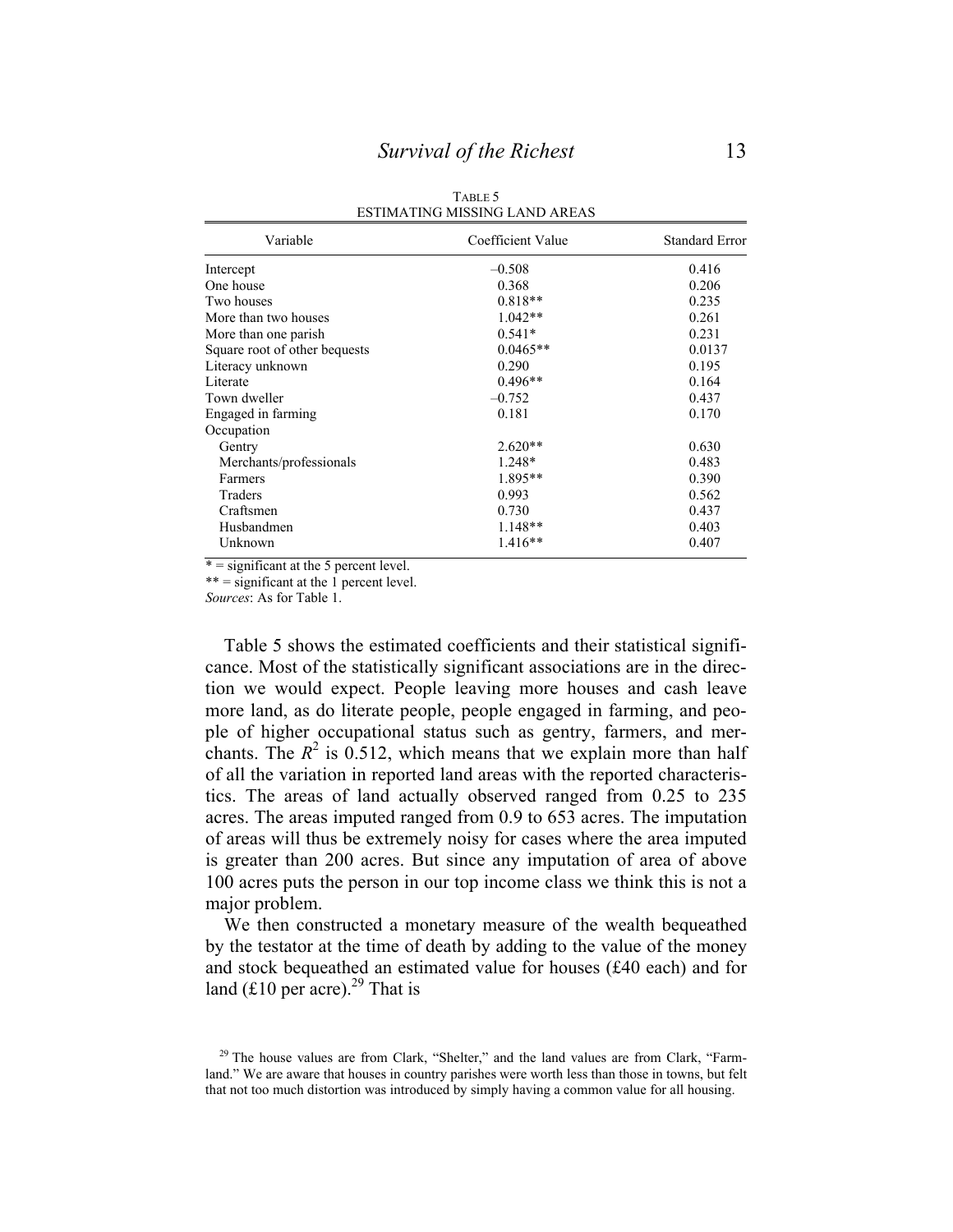TABLE 5
ESTIMATING MISSING LAND AREAS

| Variable | Coefficient Value | Standard Error |
|---|---|---|
| Intercept | –0.508 | 0.416 |
| One house | 0.368 | 0.206 |
| Two houses | 0.818** | 0.235 |
| More than two houses | 1.042** | 0.261 |
| More than one parish | 0.541* | 0.231 |
| Square root of other bequests | 0.0465** | 0.0137 |
| Literacy unknown | 0.290 | 0.195 |
| Literate | 0.496** | 0.164 |
| Town dweller | –0.752 | 0.437 |
| Engaged in farming | 0.181 | 0.170 |
| Occupation | | |
| Gentry | 2.620** | 0.630 |
| Merchants/professionals | 1.248* | 0.483 |
| Farmers | 1.895** | 0.390 |
| Traders | 0.993 | 0.562 |
| Craftsmen | 0.730 | 0.437 |
| Husbandmen | 1.148** | 0.403 |
| Unknown | 1.416** | 0.407 |

\* = significant at the 5 percent level.
** = significant at the 1 percent level.
*Sources*: As for Table 1.

Table 5 shows the estimated coefficients and their statistical significance. Most of the statistically significant associations are in the direction we would expect. People leaving more houses and cash leave more land, as do literate people, people engaged in farming, and people of higher occupational status such as gentry, farmers, and merchants. The $R^2$ is 0.512, which means that we explain more than half of all the variation in reported land areas with the reported characteristics. The areas of land actually observed ranged from 0.25 to 235 acres. The areas imputed ranged from 0.9 to 653 acres. The imputation of areas will thus be extremely noisy for cases where the area imputed is greater than 200 acres. But since any imputation of area of above 100 acres puts the person in our top income class we think this is not a major problem.

We then constructed a monetary measure of the wealth bequeathed by the testator at the time of death by adding to the value of the money and stock bequeathed an estimated value for houses (£40 each) and for land (£10 per acre).[29] That is

[29] The house values are from Clark, "Shelter," and the land values are from Clark, "Farmland." We are aware that houses in country parishes were worth less than those in towns, but felt that not too much distortion was introduced by simply having a common value for all housing.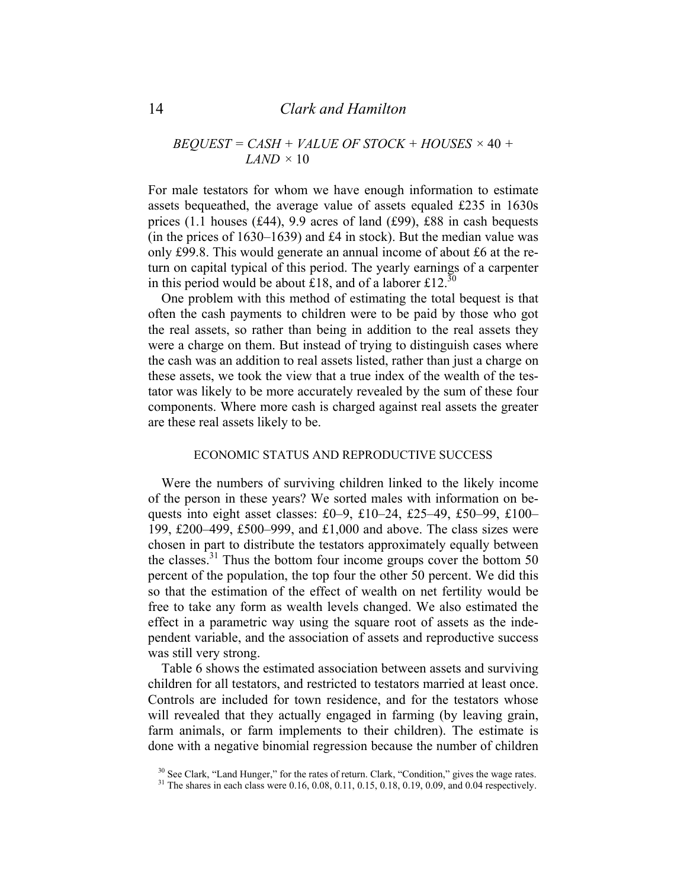$$BEQUEST = CASH + VALUE\ OF\ STOCK + HOUSES \times 40 + LAND \times 10$$

For male testators for whom we have enough information to estimate assets bequeathed, the average value of assets equaled £235 in 1630s prices (1.1 houses (£44), 9.9 acres of land (£99), £88 in cash bequests (in the prices of 1630–1639) and £4 in stock). But the median value was only £99.8. This would generate an annual income of about £6 at the return on capital typical of this period. The yearly earnings of a carpenter in this period would be about £18, and of a laborer £12.[30]

One problem with this method of estimating the total bequest is that often the cash payments to children were to be paid by those who got the real assets, so rather than being in addition to the real assets they were a charge on them. But instead of trying to distinguish cases where the cash was an addition to real assets listed, rather than just a charge on these assets, we took the view that a true index of the wealth of the testator was likely to be more accurately revealed by the sum of these four components. Where more cash is charged against real assets the greater are these real assets likely to be.

## ECONOMIC STATUS AND REPRODUCTIVE SUCCESS

Were the numbers of surviving children linked to the likely income of the person in these years? We sorted males with information on bequests into eight asset classes: £0–9, £10–24, £25–49, £50–99, £100–199, £200–499, £500–999, and £1,000 and above. The class sizes were chosen in part to distribute the testators approximately equally between the classes.[31] Thus the bottom four income groups cover the bottom 50 percent of the population, the top four the other 50 percent. We did this so that the estimation of the effect of wealth on net fertility would be free to take any form as wealth levels changed. We also estimated the effect in a parametric way using the square root of assets as the independent variable, and the association of assets and reproductive success was still very strong.

Table 6 shows the estimated association between assets and surviving children for all testators, and restricted to testators married at least once. Controls are included for town residence, and for the testators whose will revealed that they actually engaged in farming (by leaving grain, farm animals, or farm implements to their children). The estimate is done with a negative binomial regression because the number of children

[30] See Clark, "Land Hunger," for the rates of return. Clark, "Condition," gives the wage rates.

[31] The shares in each class were 0.16, 0.08, 0.11, 0.15, 0.18, 0.19, 0.09, and 0.04 respectively.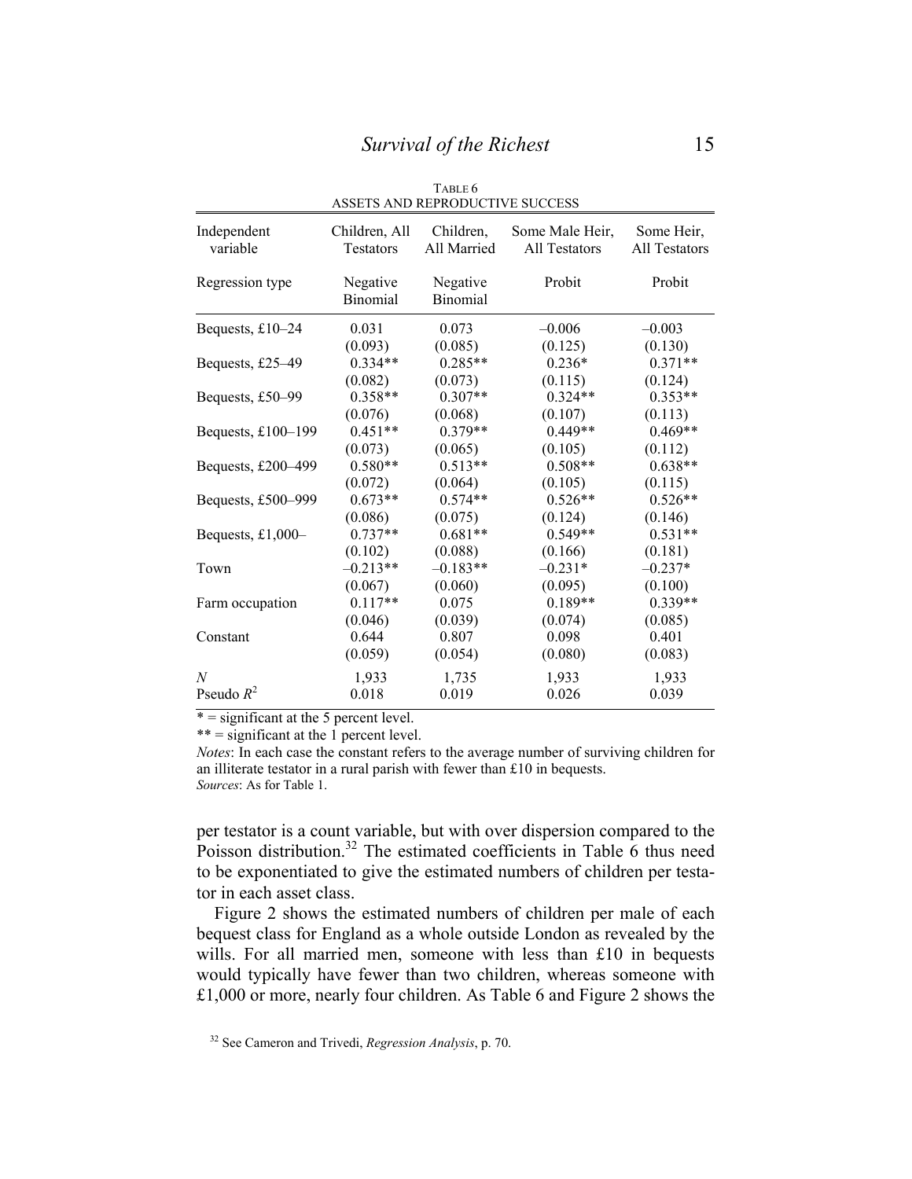TABLE 6
ASSETS AND REPRODUCTIVE SUCCESS

| Independent variable | Children, All Testators | Children, All Married | Some Male Heir, All Testators | Some Heir, All Testators |
|---|---|---|---|---|
| Regression type | Negative Binomial | Negative Binomial | Probit | Probit |
| Bequests, £10–24 | 0.031 | 0.073 | –0.006 | –0.003 |
| | (0.093) | (0.085) | (0.125) | (0.130) |
| Bequests, £25–49 | 0.334** | 0.285** | 0.236* | 0.371** |
| | (0.082) | (0.073) | (0.115) | (0.124) |
| Bequests, £50–99 | 0.358** | 0.307** | 0.324** | 0.353** |
| | (0.076) | (0.068) | (0.107) | (0.113) |
| Bequests, £100–199 | 0.451** | 0.379** | 0.449** | 0.469** |
| | (0.073) | (0.065) | (0.105) | (0.112) |
| Bequests, £200–499 | 0.580** | 0.513** | 0.508** | 0.638** |
| | (0.072) | (0.064) | (0.105) | (0.115) |
| Bequests, £500–999 | 0.673** | 0.574** | 0.526** | 0.526** |
| | (0.086) | (0.075) | (0.124) | (0.146) |
| Bequests, £1,000– | 0.737** | 0.681** | 0.549** | 0.531** |
| | (0.102) | (0.088) | (0.166) | (0.181) |
| Town | –0.213** | –0.183** | –0.231* | –0.237* |
| | (0.067) | (0.060) | (0.095) | (0.100) |
| Farm occupation | 0.117** | 0.075 | 0.189** | 0.339** |
| | (0.046) | (0.039) | (0.074) | (0.085) |
| Constant | 0.644 | 0.807 | 0.098 | 0.401 |
| | (0.059) | (0.054) | (0.080) | (0.083) |
| *N* | 1,933 | 1,735 | 1,933 | 1,933 |
| Pseudo $R^2$ | 0.018 | 0.019 | 0.026 | 0.039 |

\* = significant at the 5 percent level.
\*\* = significant at the 1 percent level.
*Notes*: In each case the constant refers to the average number of surviving children for an illiterate testator in a rural parish with fewer than £10 in bequests.
*Sources*: As for Table 1.

per testator is a count variable, but with over dispersion compared to the Poisson distribution.[32] The estimated coefficients in Table 6 thus need to be exponentiated to give the estimated numbers of children per testator in each asset class.

Figure 2 shows the estimated numbers of children per male of each bequest class for England as a whole outside London as revealed by the wills. For all married men, someone with less than £10 in bequests would typically have fewer than two children, whereas someone with £1,000 or more, nearly four children. As Table 6 and Figure 2 shows the

[32] See Cameron and Trivedi, *Regression Analysis*, p. 70.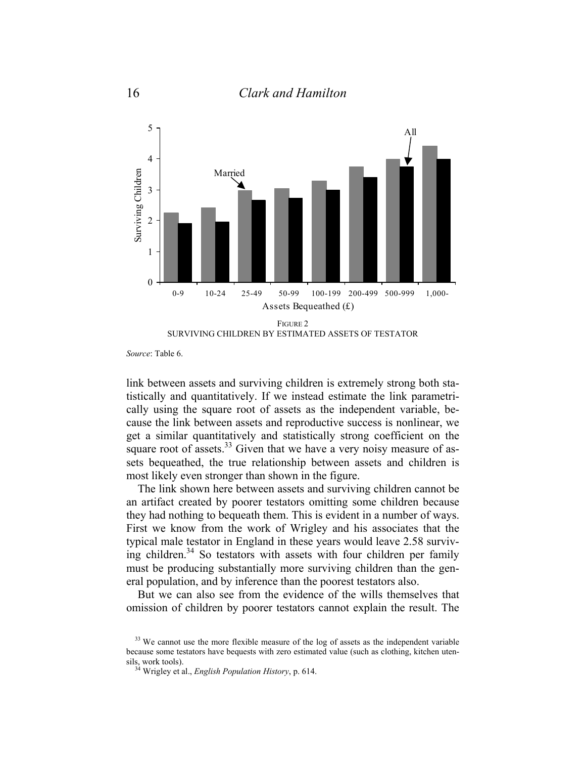FIGURE 2
SURVIVING CHILDREN BY ESTIMATED ASSETS OF TESTATOR

*Source*: Table 6.

link between assets and surviving children is extremely strong both statistically and quantitatively. If we instead estimate the link parametrically using the square root of assets as the independent variable, because the link between assets and reproductive success is nonlinear, we get a similar quantitatively and statistically strong coefficient on the square root of assets.[33] Given that we have a very noisy measure of assets bequeathed, the true relationship between assets and children is most likely even stronger than shown in the figure.

The link shown here between assets and surviving children cannot be an artifact created by poorer testators omitting some children because they had nothing to bequeath them. This is evident in a number of ways. First we know from the work of Wrigley and his associates that the typical male testator in England in these years would leave 2.58 surviving children.[34] So testators with assets with four children per family must be producing substantially more surviving children than the general population, and by inference than the poorest testators also.

But we can also see from the evidence of the wills themselves that omission of children by poorer testators cannot explain the result. The

[33] We cannot use the more flexible measure of the log of assets as the independent variable because some testators have bequests with zero estimated value (such as clothing, kitchen utensils, work tools).

[34] Wrigley et al., *English Population History*, p. 614.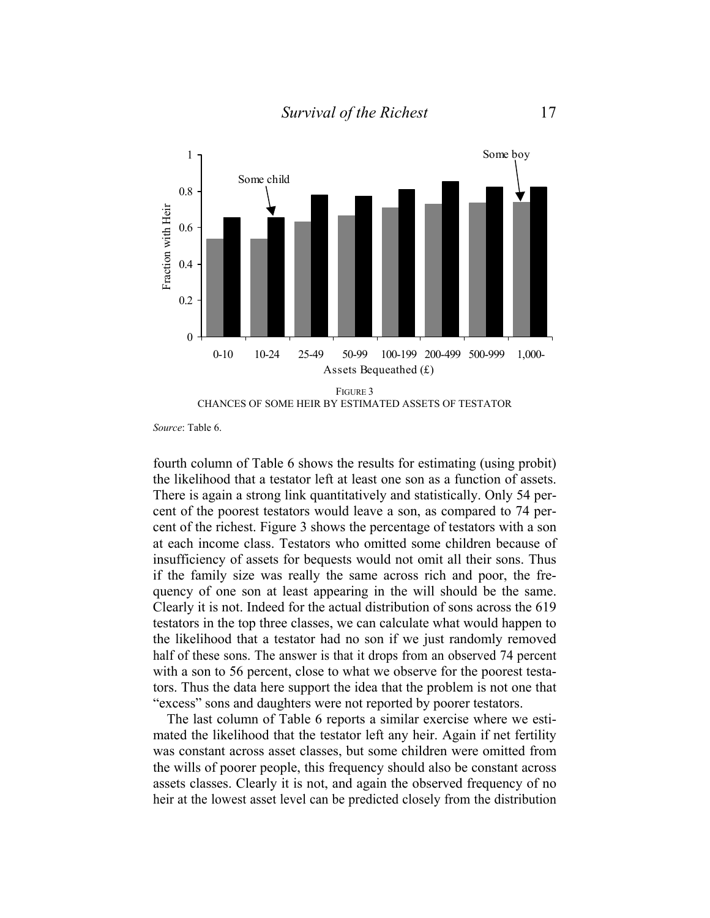FIGURE 3
CHANCES OF SOME HEIR BY ESTIMATED ASSETS OF TESTATOR

*Source*: Table 6.

fourth column of Table 6 shows the results for estimating (using probit) the likelihood that a testator left at least one son as a function of assets. There is again a strong link quantitatively and statistically. Only 54 percent of the poorest testators would leave a son, as compared to 74 percent of the richest. Figure 3 shows the percentage of testators with a son at each income class. Testators who omitted some children because of insufficiency of assets for bequests would not omit all their sons. Thus if the family size was really the same across rich and poor, the frequency of one son at least appearing in the will should be the same. Clearly it is not. Indeed for the actual distribution of sons across the 619 testators in the top three classes, we can calculate what would happen to the likelihood that a testator had no son if we just randomly removed half of these sons. The answer is that it drops from an observed 74 percent with a son to 56 percent, close to what we observe for the poorest testators. Thus the data here support the idea that the problem is not one that "excess" sons and daughters were not reported by poorer testators.

The last column of Table 6 reports a similar exercise where we estimated the likelihood that the testator left any heir. Again if net fertility was constant across asset classes, but some children were omitted from the wills of poorer people, this frequency should also be constant across assets classes. Clearly it is not, and again the observed frequency of no heir at the lowest asset level can be predicted closely from the distribution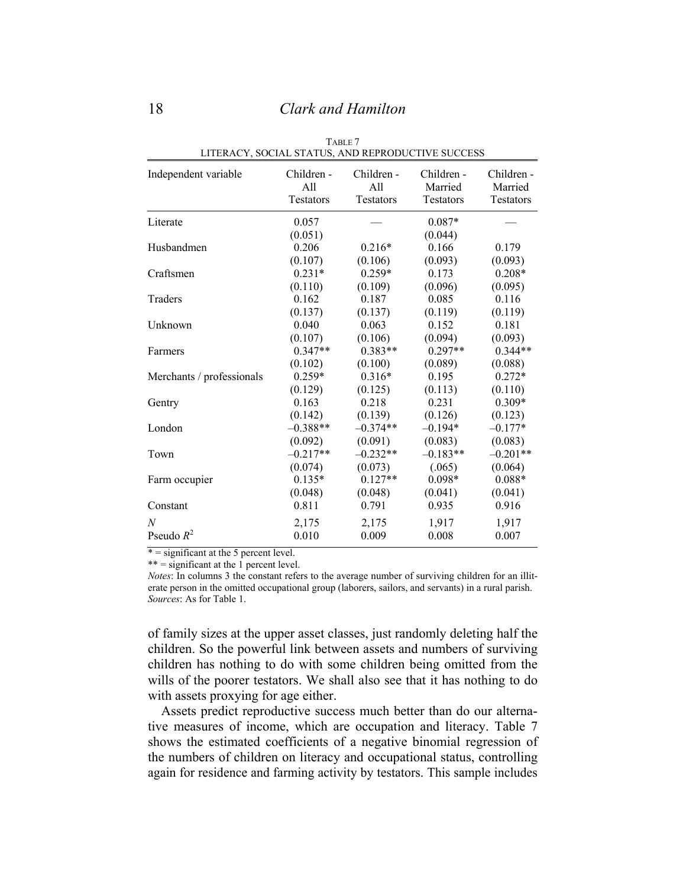TABLE 7
LITERACY, SOCIAL STATUS, AND REPRODUCTIVE SUCCESS

| Independent variable | Children - All Testators | Children - All Testators | Children - Married Testators | Children - Married Testators |
|---|---|---|---|---|
| Literate | 0.057 | — | 0.087* | — |
| | (0.051) | | (0.044) | |
| Husbandmen | 0.206 | 0.216* | 0.166 | 0.179 |
| | (0.107) | (0.106) | (0.093) | (0.093) |
| Craftsmen | 0.231* | 0.259* | 0.173 | 0.208* |
| | (0.110) | (0.109) | (0.096) | (0.095) |
| Traders | 0.162 | 0.187 | 0.085 | 0.116 |
| | (0.137) | (0.137) | (0.119) | (0.119) |
| Unknown | 0.040 | 0.063 | 0.152 | 0.181 |
| | (0.107) | (0.106) | (0.094) | (0.093) |
| Farmers | 0.347** | 0.383** | 0.297** | 0.344** |
| | (0.102) | (0.100) | (0.089) | (0.088) |
| Merchants / professionals | 0.259* | 0.316* | 0.195 | 0.272* |
| | (0.129) | (0.125) | (0.113) | (0.110) |
| Gentry | 0.163 | 0.218 | 0.231 | 0.309* |
| | (0.142) | (0.139) | (0.126) | (0.123) |
| London | –0.388** | –0.374** | –0.194* | –0.177* |
| | (0.092) | (0.091) | (0.083) | (0.083) |
| Town | –0.217** | –0.232** | –0.183** | –0.201** |
| | (0.074) | (0.073) | (.065) | (0.064) |
| Farm occupier | 0.135* | 0.127** | 0.098* | 0.088* |
| | (0.048) | (0.048) | (0.041) | (0.041) |
| Constant | 0.811 | 0.791 | 0.935 | 0.916 |
| *N* | 2,175 | 2,175 | 1,917 | 1,917 |
| Pseudo $R^2$ | 0.010 | 0.009 | 0.008 | 0.007 |

\* = significant at the 5 percent level.
\*\* = significant at the 1 percent level.
*Notes*: In columns 3 the constant refers to the average number of surviving children for an illiterate person in the omitted occupational group (laborers, sailors, and servants) in a rural parish.
*Sources*: As for Table 1.

of family sizes at the upper asset classes, just randomly deleting half the children. So the powerful link between assets and numbers of surviving children has nothing to do with some children being omitted from the wills of the poorer testators. We shall also see that it has nothing to do with assets proxying for age either.

Assets predict reproductive success much better than do our alternative measures of income, which are occupation and literacy. Table 7 shows the estimated coefficients of a negative binomial regression of the numbers of children on literacy and occupational status, controlling again for residence and farming activity by testators. This sample includes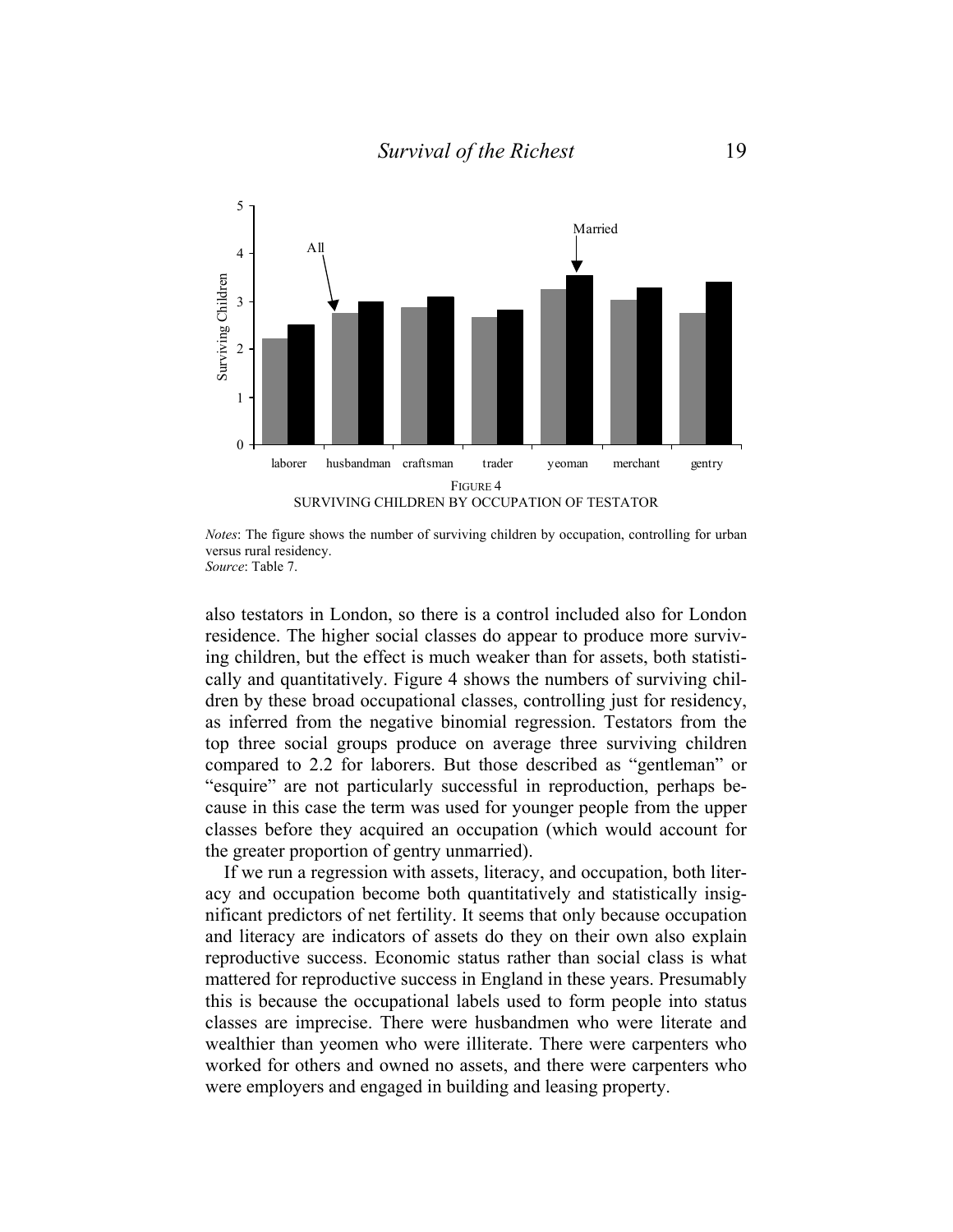FIGURE 4
SURVIVING CHILDREN BY OCCUPATION OF TESTATOR

*Notes*: The figure shows the number of surviving children by occupation, controlling for urban versus rural residency.
*Source*: Table 7.

also testators in London, so there is a control included also for London residence. The higher social classes do appear to produce more surviving children, but the effect is much weaker than for assets, both statistically and quantitatively. Figure 4 shows the numbers of surviving children by these broad occupational classes, controlling just for residency, as inferred from the negative binomial regression. Testators from the top three social groups produce on average three surviving children compared to 2.2 for laborers. But those described as "gentleman" or "esquire" are not particularly successful in reproduction, perhaps because in this case the term was used for younger people from the upper classes before they acquired an occupation (which would account for the greater proportion of gentry unmarried).

If we run a regression with assets, literacy, and occupation, both literacy and occupation become both quantitatively and statistically insignificant predictors of net fertility. It seems that only because occupation and literacy are indicators of assets do they on their own also explain reproductive success. Economic status rather than social class is what mattered for reproductive success in England in these years. Presumably this is because the occupational labels used to form people into status classes are imprecise. There were husbandmen who were literate and wealthier than yeomen who were illiterate. There were carpenters who worked for others and owned no assets, and there were carpenters who were employers and engaged in building and leasing property.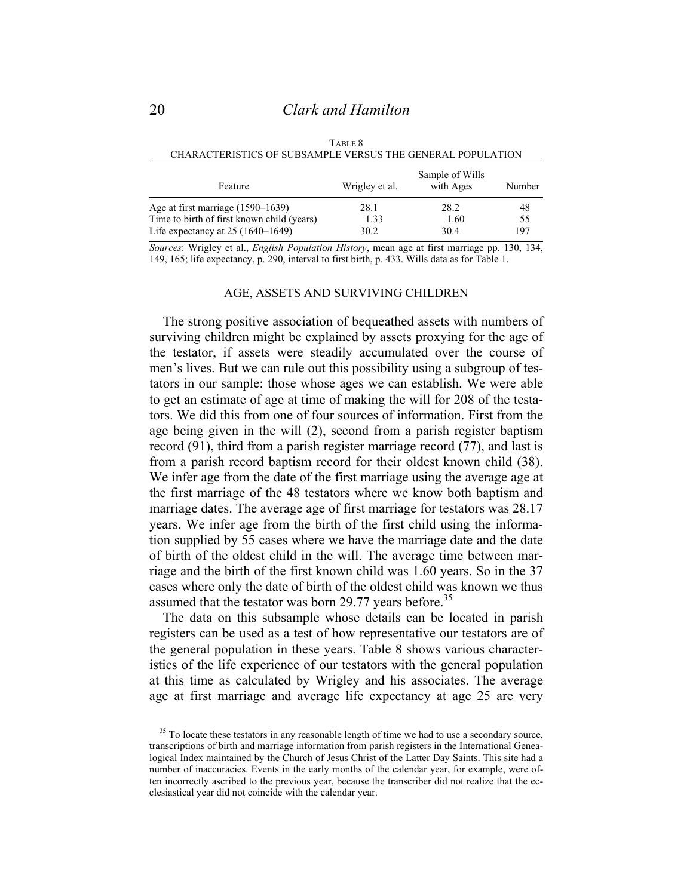TABLE 8

CHARACTERISTICS OF SUBSAMPLE VERSUS THE GENERAL POPULATION

| Feature | Wrigley et al. | Sample of Wills with Ages | Number |
|---|---|---|---|
| Age at first marriage (1590–1639) | 28.1 | 28.2 | 48 |
| Time to birth of first known child (years) | 1.33 | 1.60 | 55 |
| Life expectancy at 25 (1640–1649) | 30.2 | 30.4 | 197 |

*Sources*: Wrigley et al., *English Population History*, mean age at first marriage pp. 130, 134, 149, 165; life expectancy, p. 290, interval to first birth, p. 433. Wills data as for Table 1.

## AGE, ASSETS AND SURVIVING CHILDREN

The strong positive association of bequeathed assets with numbers of surviving children might be explained by assets proxying for the age of the testator, if assets were steadily accumulated over the course of men's lives. But we can rule out this possibility using a subgroup of testators in our sample: those whose ages we can establish. We were able to get an estimate of age at time of making the will for 208 of the testators. We did this from one of four sources of information. First from the age being given in the will (2), second from a parish register baptism record (91), third from a parish register marriage record (77), and last is from a parish record baptism record for their oldest known child (38). We infer age from the date of the first marriage using the average age at the first marriage of the 48 testators where we know both baptism and marriage dates. The average age of first marriage for testators was 28.17 years. We infer age from the birth of the first child using the information supplied by 55 cases where we have the marriage date and the date of birth of the oldest child in the will. The average time between marriage and the birth of the first known child was 1.60 years. So in the 37 cases where only the date of birth of the oldest child was known we thus assumed that the testator was born 29.77 years before.[35]

The data on this subsample whose details can be located in parish registers can be used as a test of how representative our testators are of the general population in these years. Table 8 shows various characteristics of the life experience of our testators with the general population at this time as calculated by Wrigley and his associates. The average age at first marriage and average life expectancy at age 25 are very

[35] To locate these testators in any reasonable length of time we had to use a secondary source, transcriptions of birth and marriage information from parish registers in the International Genealogical Index maintained by the Church of Jesus Christ of the Latter Day Saints. This site had a number of inaccuracies. Events in the early months of the calendar year, for example, were often incorrectly ascribed to the previous year, because the transcriber did not realize that the ecclesiastical year did not coincide with the calendar year.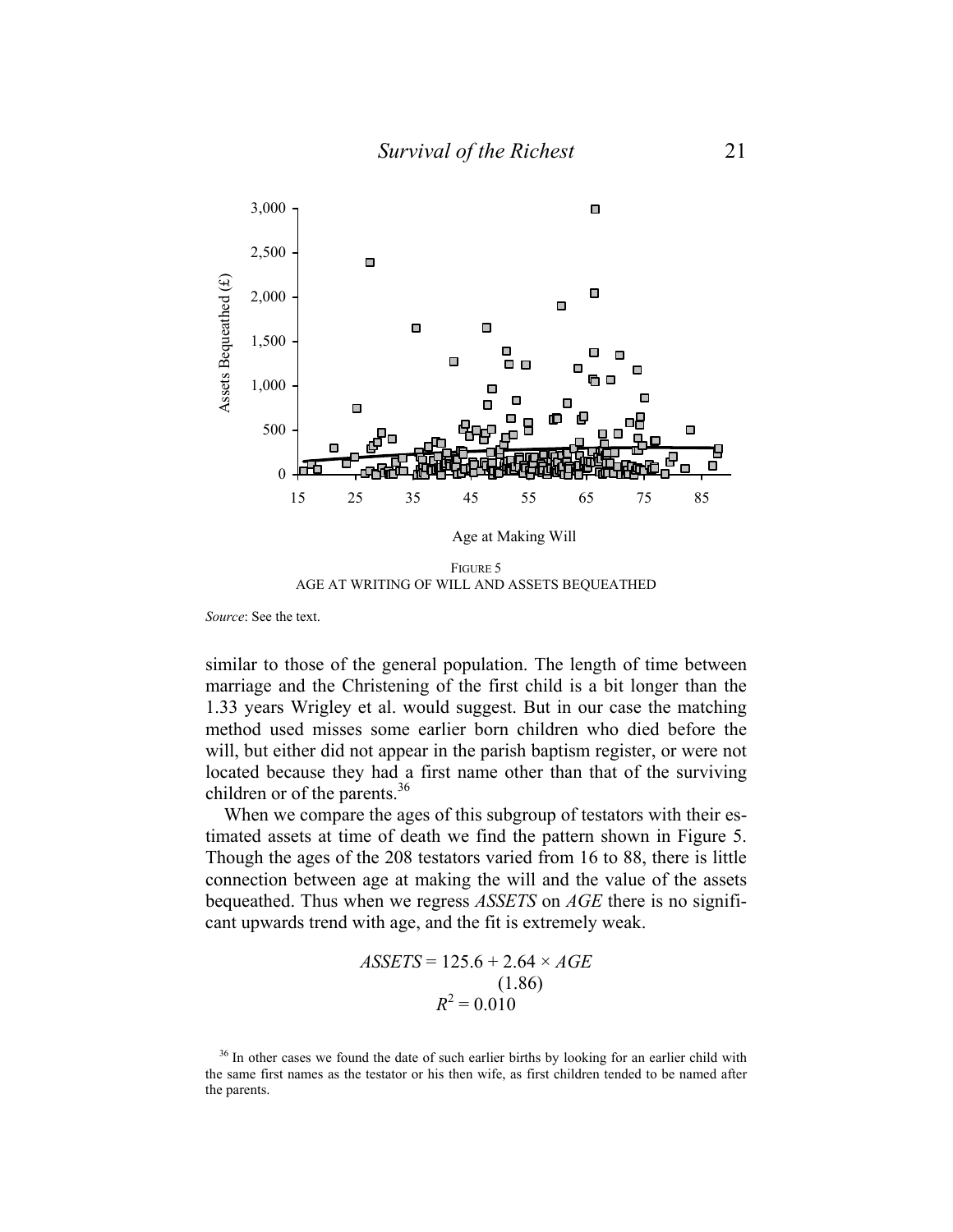FIGURE 5
AGE AT WRITING OF WILL AND ASSETS BEQUEATHED

*Source*: See the text.

similar to those of the general population. The length of time between marriage and the Christening of the first child is a bit longer than the 1.33 years Wrigley et al. would suggest. But in our case the matching method used misses some earlier born children who died before the will, but either did not appear in the parish baptism register, or were not located because they had a first name other than that of the surviving children or of the parents.[36]

When we compare the ages of this subgroup of testators with their estimated assets at time of death we find the pattern shown in Figure 5. Though the ages of the 208 testators varied from 16 to 88, there is little connection between age at making the will and the value of the assets bequeathed. Thus when we regress *ASSETS* on *AGE* there is no significant upwards trend with age, and the fit is extremely weak.

$$ASSETS = 125.6 + \underset{(1.86)}{2.64} \times AGE$$
$$R^2 = 0.010$$

[36] In other cases we found the date of such earlier births by looking for an earlier child with the same first names as the testator or his then wife, as first children tended to be named after the parents.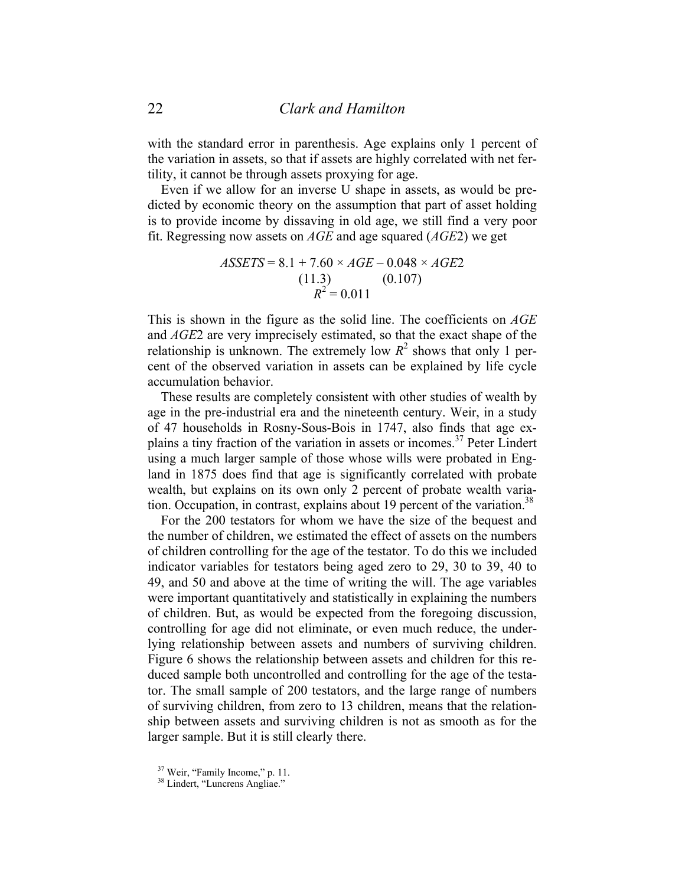with the standard error in parenthesis. Age explains only 1 percent of the variation in assets, so that if assets are highly correlated with net fertility, it cannot be through assets proxying for age.

Even if we allow for an inverse U shape in assets, as would be predicted by economic theory on the assumption that part of asset holding is to provide income by dissaving in old age, we still find a very poor fit. Regressing now assets on *AGE* and age squared (*AGE*2) we get

$$ASSETS = 8.1 + \underset{(11.3)}{7.60} \times AGE - \underset{(0.107)}{0.048} \times AGE2$$
$$R^2 = 0.011$$

This is shown in the figure as the solid line. The coefficients on *AGE* and *AGE*2 are very imprecisely estimated, so that the exact shape of the relationship is unknown. The extremely low $R^2$ shows that only 1 percent of the observed variation in assets can be explained by life cycle accumulation behavior.

These results are completely consistent with other studies of wealth by age in the pre-industrial era and the nineteenth century. Weir, in a study of 47 households in Rosny-Sous-Bois in 1747, also finds that age explains a tiny fraction of the variation in assets or incomes.[37] Peter Lindert using a much larger sample of those whose wills were probated in England in 1875 does find that age is significantly correlated with probate wealth, but explains on its own only 2 percent of probate wealth variation. Occupation, in contrast, explains about 19 percent of the variation.[38]

For the 200 testators for whom we have the size of the bequest and the number of children, we estimated the effect of assets on the numbers of children controlling for the age of the testator. To do this we included indicator variables for testators being aged zero to 29, 30 to 39, 40 to 49, and 50 and above at the time of writing the will. The age variables were important quantitatively and statistically in explaining the numbers of children. But, as would be expected from the foregoing discussion, controlling for age did not eliminate, or even much reduce, the underlying relationship between assets and numbers of surviving children. Figure 6 shows the relationship between assets and children for this reduced sample both uncontrolled and controlling for the age of the testator. The small sample of 200 testators, and the large range of numbers of surviving children, from zero to 13 children, means that the relationship between assets and surviving children is not as smooth as for the larger sample. But it is still clearly there.

[37] Weir, "Family Income," p. 11.

[38] Lindert, "Luncrens Angliae."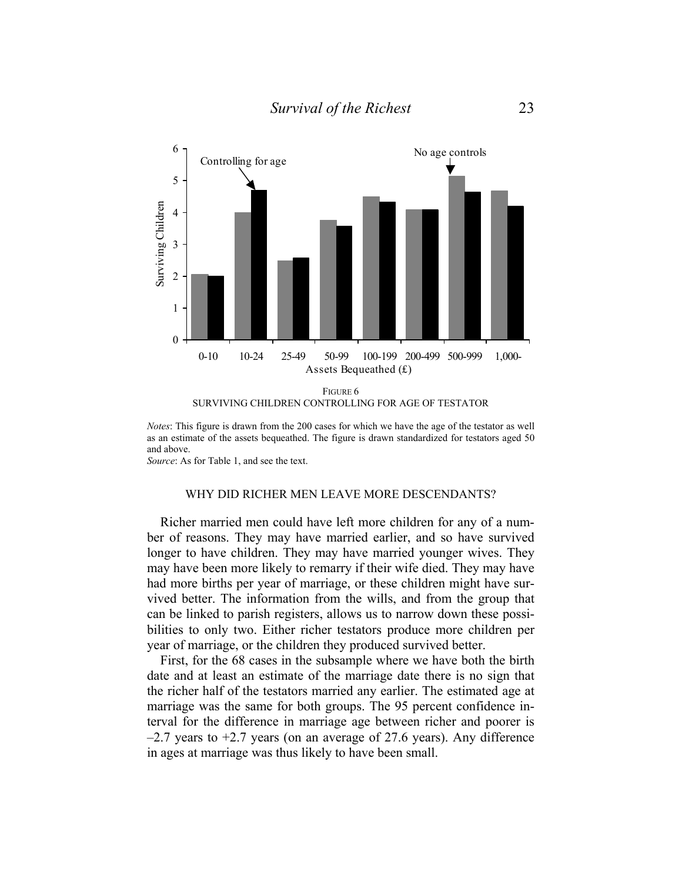FIGURE 6

SURVIVING CHILDREN CONTROLLING FOR AGE OF TESTATOR

*Notes*: This figure is drawn from the 200 cases for which we have the age of the testator as well as an estimate of the assets bequeathed. The figure is drawn standardized for testators aged 50 and above.

*Source*: As for Table 1, and see the text.

## WHY DID RICHER MEN LEAVE MORE DESCENDANTS?

Richer married men could have left more children for any of a number of reasons. They may have married earlier, and so have survived longer to have children. They may have married younger wives. They may have been more likely to remarry if their wife died. They may have had more births per year of marriage, or these children might have survived better. The information from the wills, and from the group that can be linked to parish registers, allows us to narrow down these possibilities to only two. Either richer testators produce more children per year of marriage, or the children they produced survived better.

First, for the 68 cases in the subsample where we have both the birth date and at least an estimate of the marriage date there is no sign that the richer half of the testators married any earlier. The estimated age at marriage was the same for both groups. The 95 percent confidence interval for the difference in marriage age between richer and poorer is –2.7 years to +2.7 years (on an average of 27.6 years). Any difference in ages at marriage was thus likely to have been small.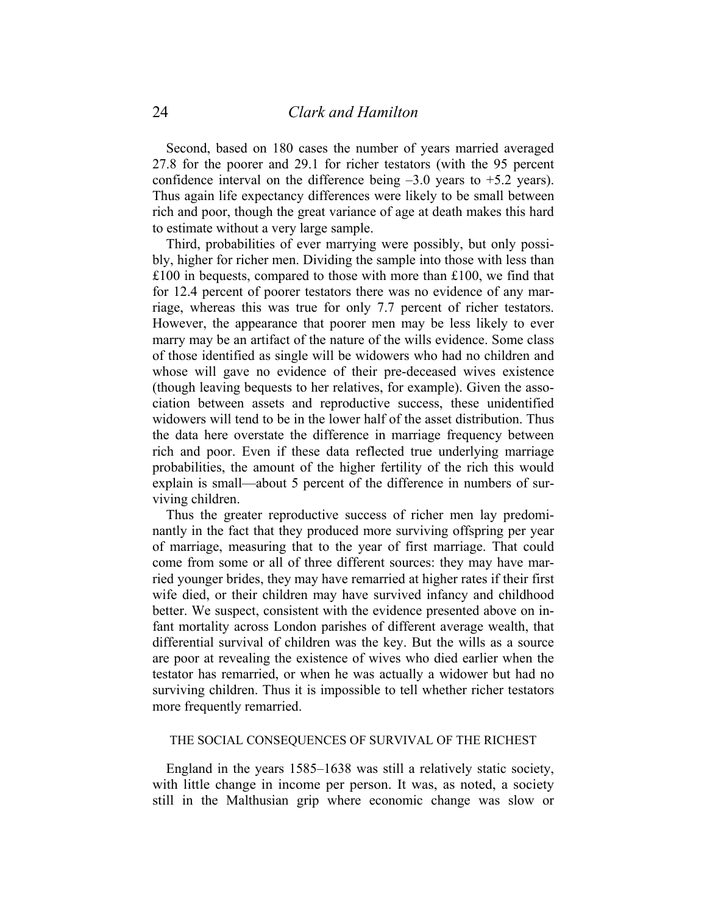Second, based on 180 cases the number of years married averaged 27.8 for the poorer and 29.1 for richer testators (with the 95 percent confidence interval on the difference being –3.0 years to +5.2 years). Thus again life expectancy differences were likely to be small between rich and poor, though the great variance of age at death makes this hard to estimate without a very large sample.

Third, probabilities of ever marrying were possibly, but only possibly, higher for richer men. Dividing the sample into those with less than £100 in bequests, compared to those with more than £100, we find that for 12.4 percent of poorer testators there was no evidence of any marriage, whereas this was true for only 7.7 percent of richer testators. However, the appearance that poorer men may be less likely to ever marry may be an artifact of the nature of the wills evidence. Some class of those identified as single will be widowers who had no children and whose will gave no evidence of their pre-deceased wives existence (though leaving bequests to her relatives, for example). Given the association between assets and reproductive success, these unidentified widowers will tend to be in the lower half of the asset distribution. Thus the data here overstate the difference in marriage frequency between rich and poor. Even if these data reflected true underlying marriage probabilities, the amount of the higher fertility of the rich this would explain is small—about 5 percent of the difference in numbers of surviving children.

Thus the greater reproductive success of richer men lay predominantly in the fact that they produced more surviving offspring per year of marriage, measuring that to the year of first marriage. That could come from some or all of three different sources: they may have married younger brides, they may have remarried at higher rates if their first wife died, or their children may have survived infancy and childhood better. We suspect, consistent with the evidence presented above on infant mortality across London parishes of different average wealth, that differential survival of children was the key. But the wills as a source are poor at revealing the existence of wives who died earlier when the testator has remarried, or when he was actually a widower but had no surviving children. Thus it is impossible to tell whether richer testators more frequently remarried.

## THE SOCIAL CONSEQUENCES OF SURVIVAL OF THE RICHEST

England in the years 1585–1638 was still a relatively static society, with little change in income per person. It was, as noted, a society still in the Malthusian grip where economic change was slow or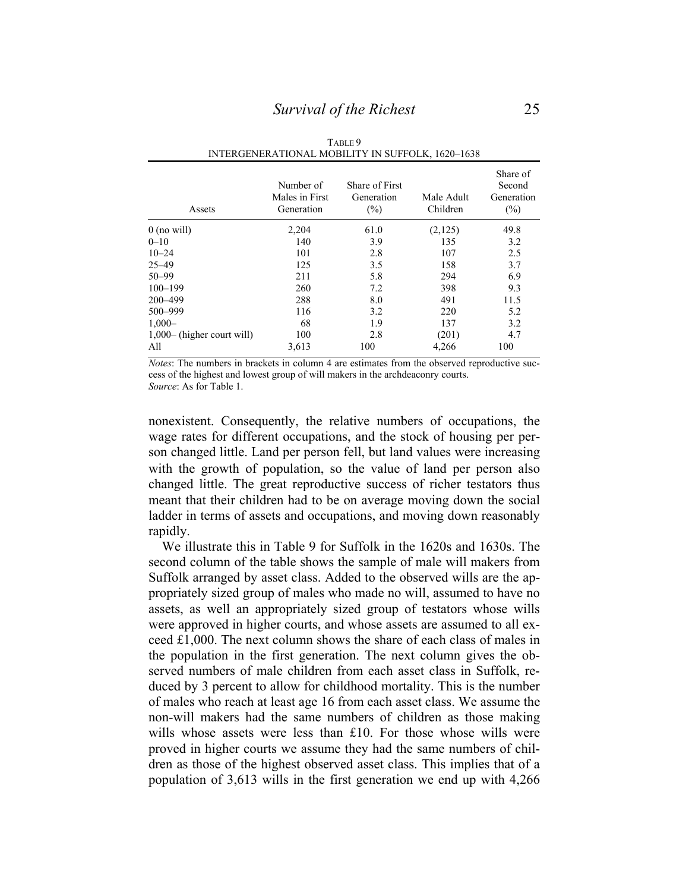TABLE 9
INTERGENERATIONAL MOBILITY IN SUFFOLK, 1620–1638

| Assets | Number of Males in First Generation | Share of First Generation (%) | Male Adult Children | Share of Second Generation (%) |
|---|---|---|---|---|
| 0 (no will) | 2,204 | 61.0 | (2,125) | 49.8 |
| 0–10 | 140 | 3.9 | 135 | 3.2 |
| 10–24 | 101 | 2.8 | 107 | 2.5 |
| 25–49 | 125 | 3.5 | 158 | 3.7 |
| 50–99 | 211 | 5.8 | 294 | 6.9 |
| 100–199 | 260 | 7.2 | 398 | 9.3 |
| 200–499 | 288 | 8.0 | 491 | 11.5 |
| 500–999 | 116 | 3.2 | 220 | 5.2 |
| 1,000– | 68 | 1.9 | 137 | 3.2 |
| 1,000– (higher court will) | 100 | 2.8 | (201) | 4.7 |
| All | 3,613 | 100 | 4,266 | 100 |

*Notes*: The numbers in brackets in column 4 are estimates from the observed reproductive success of the highest and lowest group of will makers in the archdeaconry courts.
*Source*: As for Table 1.

nonexistent. Consequently, the relative numbers of occupations, the wage rates for different occupations, and the stock of housing per person changed little. Land per person fell, but land values were increasing with the growth of population, so the value of land per person also changed little. The great reproductive success of richer testators thus meant that their children had to be on average moving down the social ladder in terms of assets and occupations, and moving down reasonably rapidly.

We illustrate this in Table 9 for Suffolk in the 1620s and 1630s. The second column of the table shows the sample of male will makers from Suffolk arranged by asset class. Added to the observed wills are the appropriately sized group of males who made no will, assumed to have no assets, as well an appropriately sized group of testators whose wills were approved in higher courts, and whose assets are assumed to all exceed £1,000. The next column shows the share of each class of males in the population in the first generation. The next column gives the observed numbers of male children from each asset class in Suffolk, reduced by 3 percent to allow for childhood mortality. This is the number of males who reach at least age 16 from each asset class. We assume the non-will makers had the same numbers of children as those making wills whose assets were less than £10. For those whose wills were proved in higher courts we assume they had the same numbers of children as those of the highest observed asset class. This implies that of a population of 3,613 wills in the first generation we end up with 4,266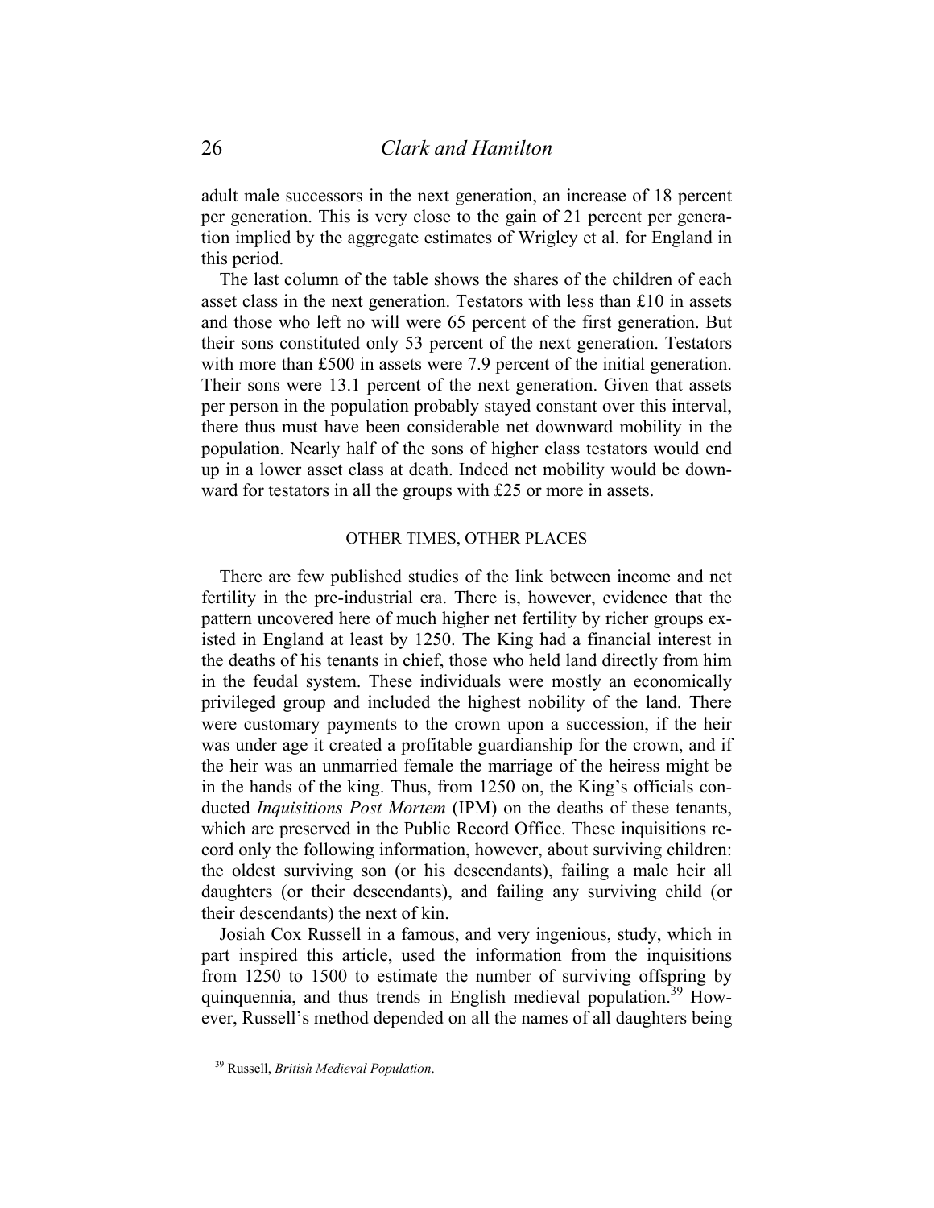adult male successors in the next generation, an increase of 18 percent per generation. This is very close to the gain of 21 percent per generation implied by the aggregate estimates of Wrigley et al. for England in this period.

The last column of the table shows the shares of the children of each asset class in the next generation. Testators with less than £10 in assets and those who left no will were 65 percent of the first generation. But their sons constituted only 53 percent of the next generation. Testators with more than £500 in assets were 7.9 percent of the initial generation. Their sons were 13.1 percent of the next generation. Given that assets per person in the population probably stayed constant over this interval, there thus must have been considerable net downward mobility in the population. Nearly half of the sons of higher class testators would end up in a lower asset class at death. Indeed net mobility would be downward for testators in all the groups with £25 or more in assets.

## OTHER TIMES, OTHER PLACES

There are few published studies of the link between income and net fertility in the pre-industrial era. There is, however, evidence that the pattern uncovered here of much higher net fertility by richer groups existed in England at least by 1250. The King had a financial interest in the deaths of his tenants in chief, those who held land directly from him in the feudal system. These individuals were mostly an economically privileged group and included the highest nobility of the land. There were customary payments to the crown upon a succession, if the heir was under age it created a profitable guardianship for the crown, and if the heir was an unmarried female the marriage of the heiress might be in the hands of the king. Thus, from 1250 on, the King's officials conducted *Inquisitions Post Mortem* (IPM) on the deaths of these tenants, which are preserved in the Public Record Office. These inquisitions record only the following information, however, about surviving children: the oldest surviving son (or his descendants), failing a male heir all daughters (or their descendants), and failing any surviving child (or their descendants) the next of kin.

Josiah Cox Russell in a famous, and very ingenious, study, which in part inspired this article, used the information from the inquisitions from 1250 to 1500 to estimate the number of surviving offspring by quinquennia, and thus trends in English medieval population.[39] However, Russell's method depended on all the names of all daughters being

[39] Russell, *British Medieval Population*.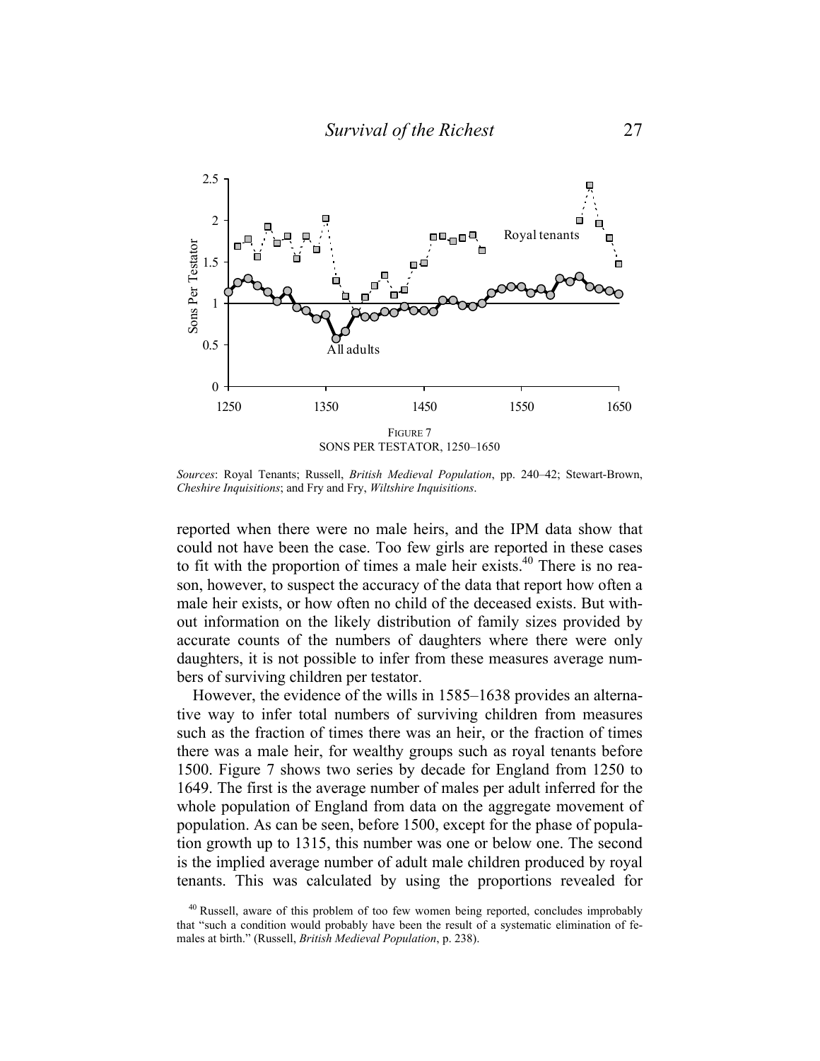FIGURE 7
SONS PER TESTATOR, 1250–1650

*Sources*: Royal Tenants; Russell, *British Medieval Population*, pp. 240–42; Stewart-Brown, *Cheshire Inquisitions*; and Fry and Fry, *Wiltshire Inquisitions*.

reported when there were no male heirs, and the IPM data show that could not have been the case. Too few girls are reported in these cases to fit with the proportion of times a male heir exists.[40] There is no reason, however, to suspect the accuracy of the data that report how often a male heir exists, or how often no child of the deceased exists. But without information on the likely distribution of family sizes provided by accurate counts of the numbers of daughters where there were only daughters, it is not possible to infer from these measures average numbers of surviving children per testator.

However, the evidence of the wills in 1585–1638 provides an alternative way to infer total numbers of surviving children from measures such as the fraction of times there was an heir, or the fraction of times there was a male heir, for wealthy groups such as royal tenants before 1500. Figure 7 shows two series by decade for England from 1250 to 1649. The first is the average number of males per adult inferred for the whole population of England from data on the aggregate movement of population. As can be seen, before 1500, except for the phase of population growth up to 1315, this number was one or below one. The second is the implied average number of adult male children produced by royal tenants. This was calculated by using the proportions revealed for

[40] Russell, aware of this problem of too few women being reported, concludes improbably that "such a condition would probably have been the result of a systematic elimination of females at birth." (Russell, *British Medieval Population*, p. 238).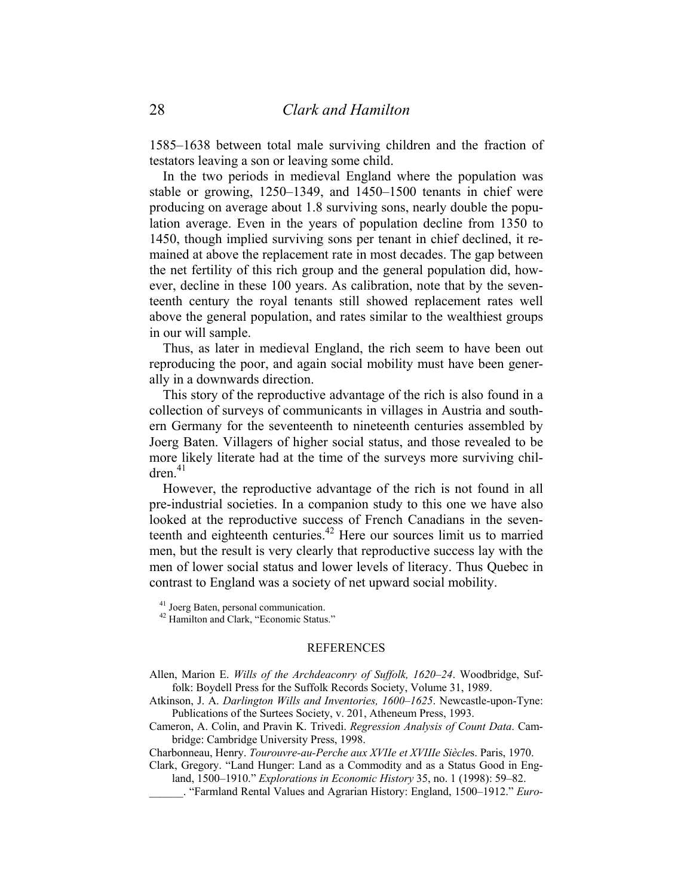1585–1638 between total male surviving children and the fraction of testators leaving a son or leaving some child.

In the two periods in medieval England where the population was stable or growing, 1250–1349, and 1450–1500 tenants in chief were producing on average about 1.8 surviving sons, nearly double the population average. Even in the years of population decline from 1350 to 1450, though implied surviving sons per tenant in chief declined, it remained at above the replacement rate in most decades. The gap between the net fertility of this rich group and the general population did, however, decline in these 100 years. As calibration, note that by the seventeenth century the royal tenants still showed replacement rates well above the general population, and rates similar to the wealthiest groups in our will sample.

Thus, as later in medieval England, the rich seem to have been out reproducing the poor, and again social mobility must have been generally in a downwards direction.

This story of the reproductive advantage of the rich is also found in a collection of surveys of communicants in villages in Austria and southern Germany for the seventeenth to nineteenth centuries assembled by Joerg Baten. Villagers of higher social status, and those revealed to be more likely literate had at the time of the surveys more surviving children.[41]

However, the reproductive advantage of the rich is not found in all pre-industrial societies. In a companion study to this one we have also looked at the reproductive success of French Canadians in the seventeenth and eighteenth centuries.[42] Here our sources limit us to married men, but the result is very clearly that reproductive success lay with the men of lower social status and lower levels of literacy. Thus Quebec in contrast to England was a society of net upward social mobility.

[41] Joerg Baten, personal communication.

[42] Hamilton and Clark, "Economic Status."

## REFERENCES

Allen, Marion E. *Wills of the Archdeaconry of Suffolk, 1620–24*. Woodbridge, Suffolk: Boydell Press for the Suffolk Records Society, Volume 31, 1989.

Atkinson, J. A. *Darlington Wills and Inventories, 1600–1625*. Newcastle-upon-Tyne: Publications of the Surtees Society, v. 201, Atheneum Press, 1993.

Cameron, A. Colin, and Pravin K. Trivedi. *Regression Analysis of Count Data*. Cambridge: Cambridge University Press, 1998.

Charbonneau, Henry. *Tourouvre-au-Perche aux XVIIe et XVIIIe Siècles*. Paris, 1970.

Clark, Gregory. "Land Hunger: Land as a Commodity and as a Status Good in England, 1500–1910." *Explorations in Economic History* 35, no. 1 (1998): 59–82.

\_\_\_\_\_\_. "Farmland Rental Values and Agrarian History: England, 1500–1912." *Euro-*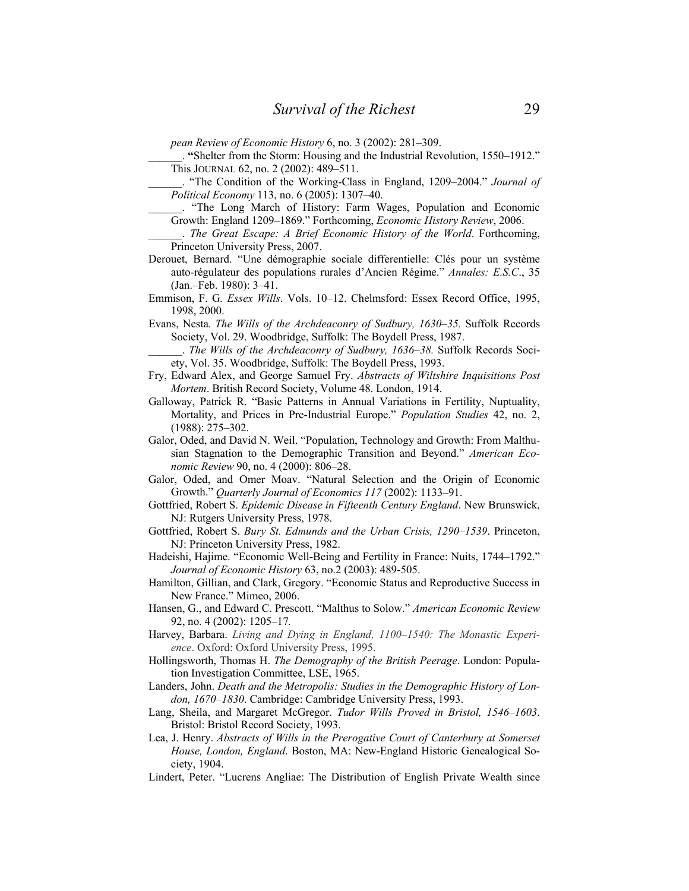*pean Review of Economic History* 6, no. 3 (2002): 281–309.

______. "Shelter from the Storm: Housing and the Industrial Revolution, 1550–1912." This JOURNAL 62, no. 2 (2002): 489–511.

______. "The Condition of the Working-Class in England, 1209–2004." *Journal of Political Economy* 113, no. 6 (2005): 1307–40.

______. "The Long March of History: Farm Wages, Population and Economic Growth: England 1209–1869." Forthcoming, *Economic History Review*, 2006.

______. *The Great Escape: A Brief Economic History of the World*. Forthcoming, Princeton University Press, 2007.

Derouet, Bernard. "Une démographie sociale differentielle: Clés pour un système auto-régulateur des populations rurales d'Ancien Régime." *Annales: E.S.C*., 35 (Jan.–Feb. 1980): 3–41.

Emmison, F. G. *Essex Wills*. Vols. 10–12. Chelmsford: Essex Record Office, 1995, 1998, 2000.

Evans, Nesta. *The Wills of the Archdeaconry of Sudbury, 1630–35.* Suffolk Records Society, Vol. 29. Woodbridge, Suffolk: The Boydell Press, 1987.

______. *The Wills of the Archdeaconry of Sudbury, 1636–38.* Suffolk Records Society, Vol. 35. Woodbridge, Suffolk: The Boydell Press, 1993.

Fry, Edward Alex, and George Samuel Fry. *Abstracts of Wiltshire Inquisitions Post Mortem*. British Record Society, Volume 48. London, 1914.

Galloway, Patrick R. "Basic Patterns in Annual Variations in Fertility, Nuptuality, Mortality, and Prices in Pre-Industrial Europe." *Population Studies* 42, no. 2, (1988): 275–302.

Galor, Oded, and David N. Weil. "Population, Technology and Growth: From Malthusian Stagnation to the Demographic Transition and Beyond." *American Economic Review* 90, no. 4 (2000): 806–28.

Galor, Oded, and Omer Moav. "Natural Selection and the Origin of Economic Growth." *Quarterly Journal of Economics 117* (2002): 1133–91.

Gottfried, Robert S. *Epidemic Disease in Fifteenth Century England*. New Brunswick, NJ: Rutgers University Press, 1978.

Gottfried, Robert S. *Bury St. Edmunds and the Urban Crisis, 1290–1539*. Princeton, NJ: Princeton University Press, 1982.

Hadeishi, Hajime. "Economic Well-Being and Fertility in France: Nuits, 1744–1792." *Journal of Economic History* 63, no.2 (2003): 489-505.

Hamilton, Gillian, and Clark, Gregory. "Economic Status and Reproductive Success in New France." Mimeo, 2006.

Hansen, G., and Edward C. Prescott. "Malthus to Solow." *American Economic Review* 92, no. 4 (2002): 1205–17*.*

Harvey, Barbara. *Living and Dying in England, 1100–1540: The Monastic Experience*. Oxford: Oxford University Press, 1995.

Hollingsworth, Thomas H. *The Demography of the British Peerage*. London: Population Investigation Committee, LSE, 1965.

Landers, John. *Death and the Metropolis: Studies in the Demographic History of London, 1670–1830*. Cambridge: Cambridge University Press, 1993.

Lang, Sheila, and Margaret McGregor. *Tudor Wills Proved in Bristol, 1546–1603*. Bristol: Bristol Record Society, 1993.

Lea, J. Henry. *Abstracts of Wills in the Prerogative Court of Canterbury at Somerset House, London, England*. Boston, MA: New-England Historic Genealogical Society, 1904.

Lindert, Peter. "Lucrens Angliae: The Distribution of English Private Wealth since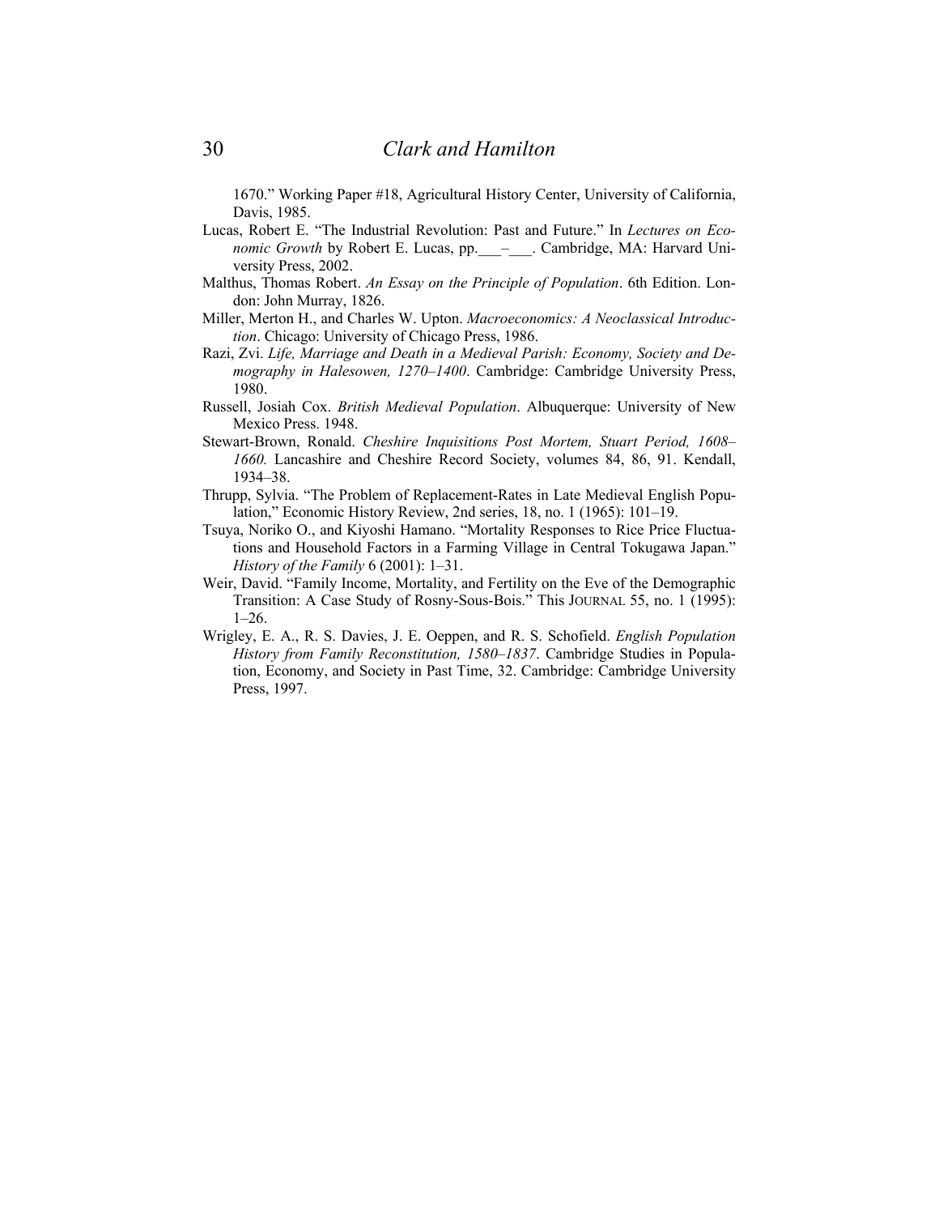1670." Working Paper #18, Agricultural History Center, University of California, Davis, 1985.

Lucas, Robert E. "The Industrial Revolution: Past and Future." In *Lectures on Economic Growth* by Robert E. Lucas, pp.___–___. Cambridge, MA: Harvard University Press, 2002.

Malthus, Thomas Robert. *An Essay on the Principle of Population*. 6th Edition. London: John Murray, 1826.

Miller, Merton H., and Charles W. Upton. *Macroeconomics: A Neoclassical Introduction*. Chicago: University of Chicago Press, 1986.

Razi, Zvi. *Life, Marriage and Death in a Medieval Parish: Economy, Society and Demography in Halesowen, 1270–1400*. Cambridge: Cambridge University Press, 1980.

Russell, Josiah Cox. *British Medieval Population*. Albuquerque: University of New Mexico Press. 1948.

Stewart-Brown, Ronald. *Cheshire Inquisitions Post Mortem, Stuart Period, 1608–1660.* Lancashire and Cheshire Record Society, volumes 84, 86, 91. Kendall, 1934–38.

Thrupp, Sylvia. "The Problem of Replacement-Rates in Late Medieval English Population," Economic History Review, 2nd series, 18, no. 1 (1965): 101–19.

Tsuya, Noriko O., and Kiyoshi Hamano. "Mortality Responses to Rice Price Fluctuations and Household Factors in a Farming Village in Central Tokugawa Japan." *History of the Family* 6 (2001): 1–31.

Weir, David. "Family Income, Mortality, and Fertility on the Eve of the Demographic Transition: A Case Study of Rosny-Sous-Bois." This JOURNAL 55, no. 1 (1995): 1–26.

Wrigley, E. A., R. S. Davies, J. E. Oeppen, and R. S. Schofield. *English Population History from Family Reconstitution, 1580–1837*. Cambridge Studies in Population, Economy, and Society in Past Time, 32. Cambridge: Cambridge University Press, 1997.